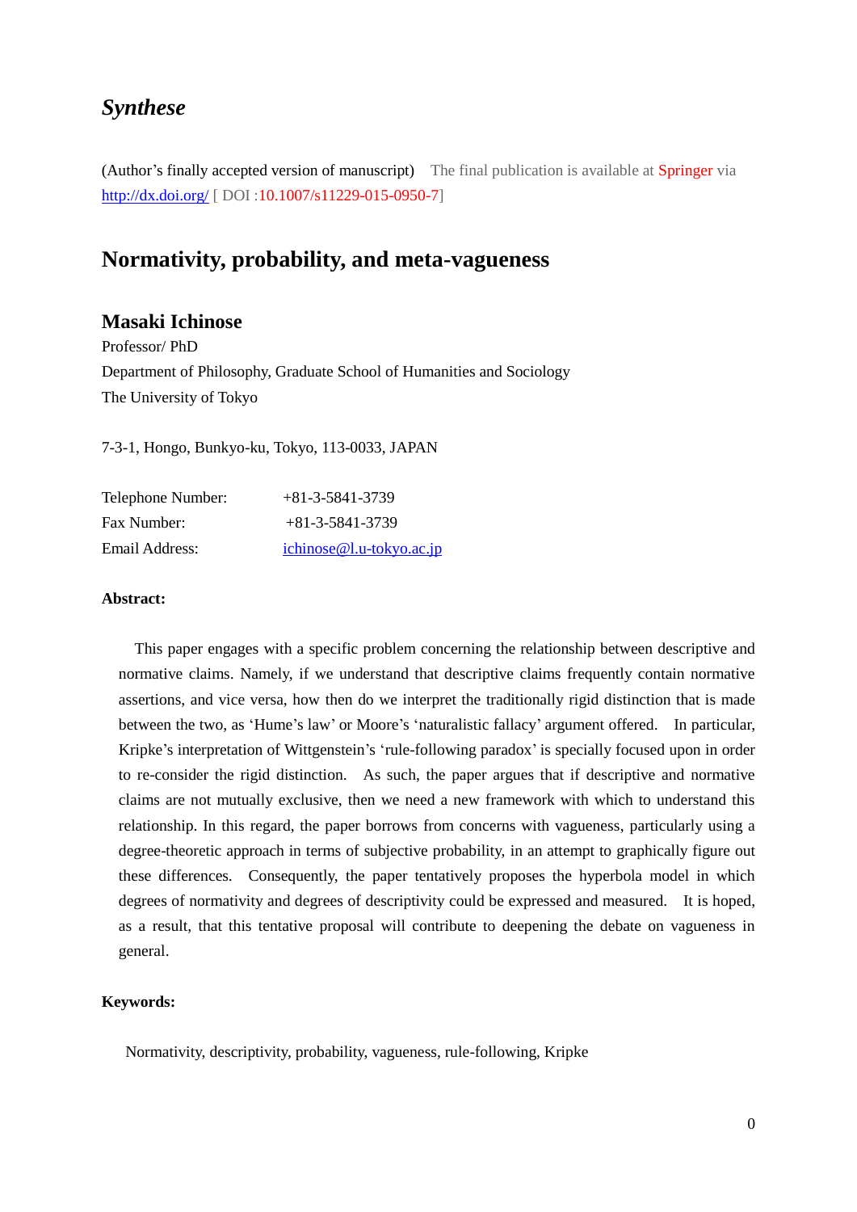***Synthese***

(Author's finally accepted version of manuscript) The final publication is available at Springer via http://dx.doi.org/ [ DOI :10.1007/s11229-015-0950-7]

# Normativity, probability, and meta-vagueness

## Masaki Ichinose

Professor/ PhD

Department of Philosophy, Graduate School of Humanities and Sociology

The University of Tokyo

7-3-1, Hongo, Bunkyo-ku, Tokyo, 113-0033, JAPAN

| | |
|---|---|
| Telephone Number: | +81-3-5841-3739 |
| Fax Number: | +81-3-5841-3739 |
| Email Address: | ichinose@l.u-tokyo.ac.jp |

**Abstract:**

This paper engages with a specific problem concerning the relationship between descriptive and normative claims. Namely, if we understand that descriptive claims frequently contain normative assertions, and vice versa, how then do we interpret the traditionally rigid distinction that is made between the two, as 'Hume's law' or Moore's 'naturalistic fallacy' argument offered. In particular, Kripke's interpretation of Wittgenstein's 'rule-following paradox' is specially focused upon in order to re-consider the rigid distinction. As such, the paper argues that if descriptive and normative claims are not mutually exclusive, then we need a new framework with which to understand this relationship. In this regard, the paper borrows from concerns with vagueness, particularly using a degree-theoretic approach in terms of subjective probability, in an attempt to graphically figure out these differences. Consequently, the paper tentatively proposes the hyperbola model in which degrees of normativity and degrees of descriptivity could be expressed and measured. It is hoped, as a result, that this tentative proposal will contribute to deepening the debate on vagueness in general.

**Keywords:**

Normativity, descriptivity, probability, vagueness, rule-following, Kripke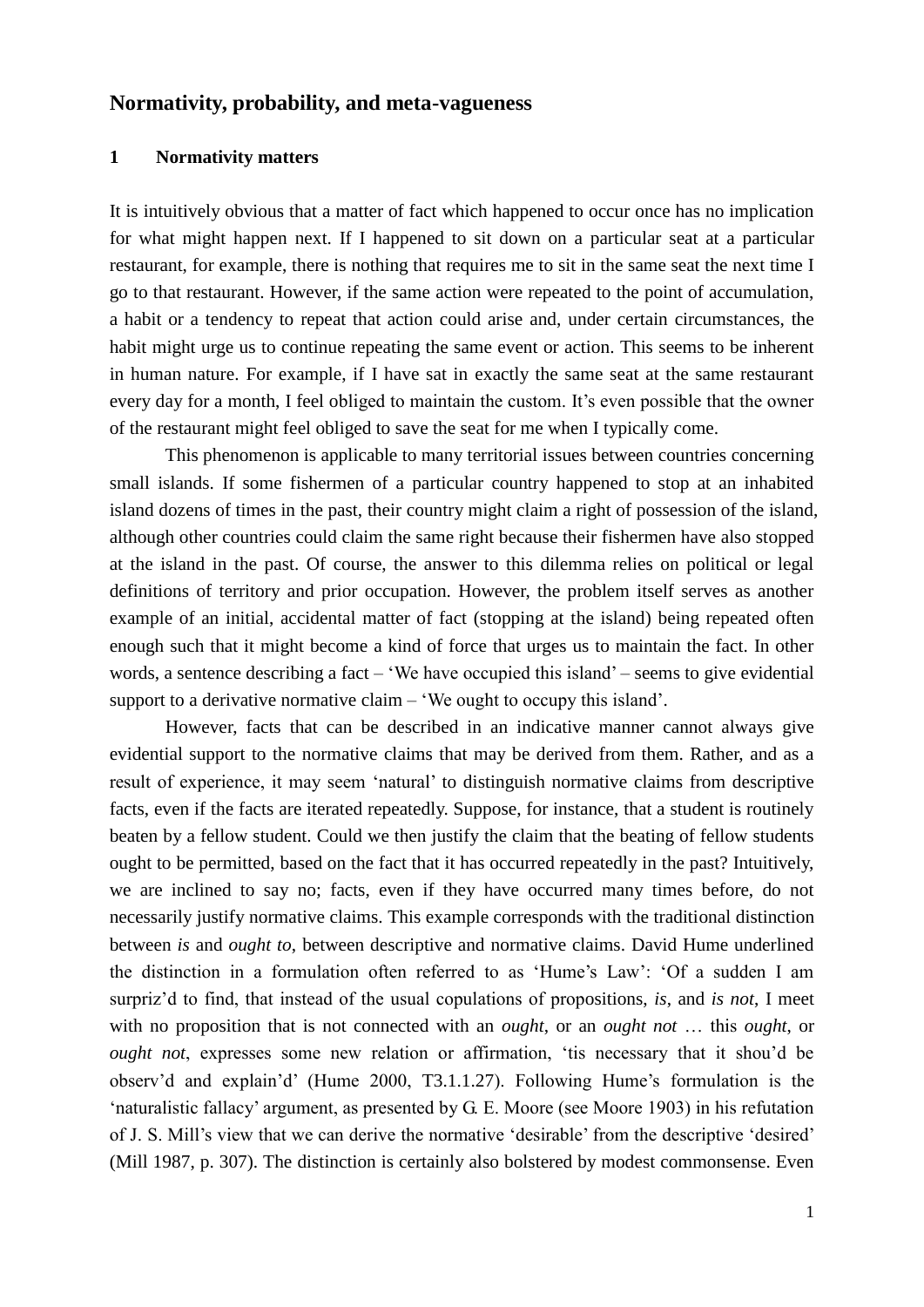## Normativity, probability, and meta-vagueness

### 1 Normativity matters

It is intuitively obvious that a matter of fact which happened to occur once has no implication for what might happen next. If I happened to sit down on a particular seat at a particular restaurant, for example, there is nothing that requires me to sit in the same seat the next time I go to that restaurant. However, if the same action were repeated to the point of accumulation, a habit or a tendency to repeat that action could arise and, under certain circumstances, the habit might urge us to continue repeating the same event or action. This seems to be inherent in human nature. For example, if I have sat in exactly the same seat at the same restaurant every day for a month, I feel obliged to maintain the custom. It's even possible that the owner of the restaurant might feel obliged to save the seat for me when I typically come.

This phenomenon is applicable to many territorial issues between countries concerning small islands. If some fishermen of a particular country happened to stop at an inhabited island dozens of times in the past, their country might claim a right of possession of the island, although other countries could claim the same right because their fishermen have also stopped at the island in the past. Of course, the answer to this dilemma relies on political or legal definitions of territory and prior occupation. However, the problem itself serves as another example of an initial, accidental matter of fact (stopping at the island) being repeated often enough such that it might become a kind of force that urges us to maintain the fact. In other words, a sentence describing a fact – 'We have occupied this island' – seems to give evidential support to a derivative normative claim – 'We ought to occupy this island'.

However, facts that can be described in an indicative manner cannot always give evidential support to the normative claims that may be derived from them. Rather, and as a result of experience, it may seem 'natural' to distinguish normative claims from descriptive facts, even if the facts are iterated repeatedly. Suppose, for instance, that a student is routinely beaten by a fellow student. Could we then justify the claim that the beating of fellow students ought to be permitted, based on the fact that it has occurred repeatedly in the past? Intuitively, we are inclined to say no; facts, even if they have occurred many times before, do not necessarily justify normative claims. This example corresponds with the traditional distinction between *is* and *ought to*, between descriptive and normative claims. David Hume underlined the distinction in a formulation often referred to as 'Hume's Law': 'Of a sudden I am surpriz'd to find, that instead of the usual copulations of propositions, *is*, and *is not*, I meet with no proposition that is not connected with an *ought*, or an *ought not* … this *ought*, or *ought not*, expresses some new relation or affirmation, 'tis necessary that it shou'd be observ'd and explain'd' (Hume 2000, T3.1.1.27). Following Hume's formulation is the 'naturalistic fallacy' argument, as presented by G. E. Moore (see Moore 1903) in his refutation of J. S. Mill's view that we can derive the normative 'desirable' from the descriptive 'desired' (Mill 1987, p. 307). The distinction is certainly also bolstered by modest commonsense. Even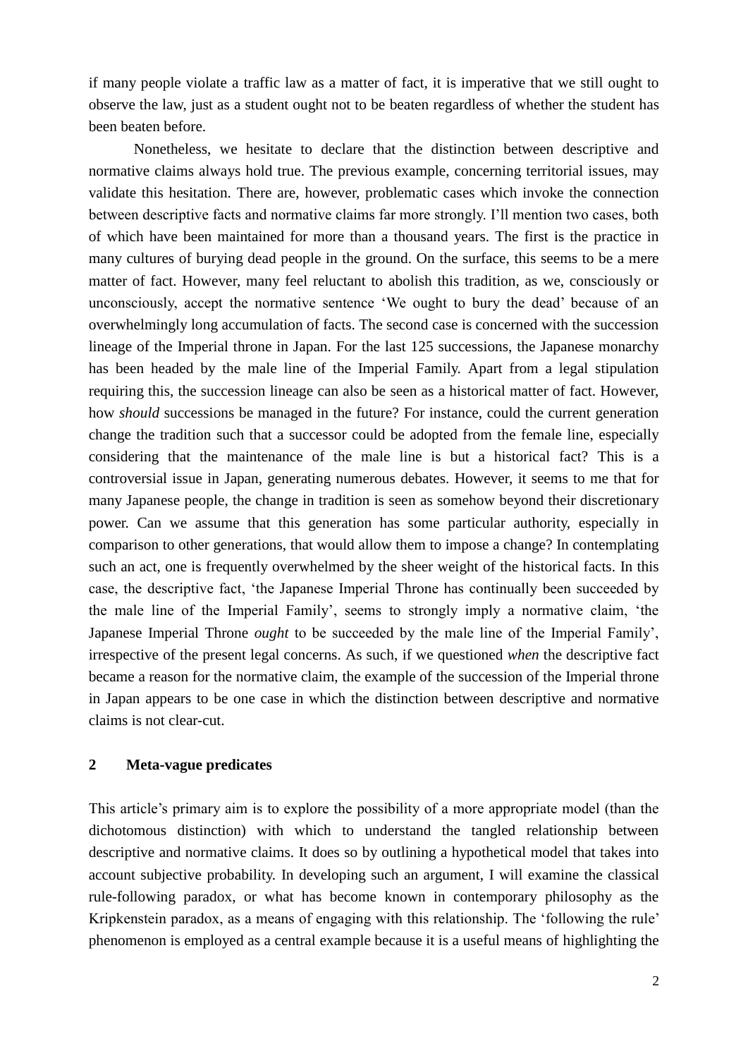if many people violate a traffic law as a matter of fact, it is imperative that we still ought to observe the law, just as a student ought not to be beaten regardless of whether the student has been beaten before.

Nonetheless, we hesitate to declare that the distinction between descriptive and normative claims always hold true. The previous example, concerning territorial issues, may validate this hesitation. There are, however, problematic cases which invoke the connection between descriptive facts and normative claims far more strongly. I'll mention two cases, both of which have been maintained for more than a thousand years. The first is the practice in many cultures of burying dead people in the ground. On the surface, this seems to be a mere matter of fact. However, many feel reluctant to abolish this tradition, as we, consciously or unconsciously, accept the normative sentence 'We ought to bury the dead' because of an overwhelmingly long accumulation of facts. The second case is concerned with the succession lineage of the Imperial throne in Japan. For the last 125 successions, the Japanese monarchy has been headed by the male line of the Imperial Family. Apart from a legal stipulation requiring this, the succession lineage can also be seen as a historical matter of fact. However, how *should* successions be managed in the future? For instance, could the current generation change the tradition such that a successor could be adopted from the female line, especially considering that the maintenance of the male line is but a historical fact? This is a controversial issue in Japan, generating numerous debates. However, it seems to me that for many Japanese people, the change in tradition is seen as somehow beyond their discretionary power. Can we assume that this generation has some particular authority, especially in comparison to other generations, that would allow them to impose a change? In contemplating such an act, one is frequently overwhelmed by the sheer weight of the historical facts. In this case, the descriptive fact, 'the Japanese Imperial Throne has continually been succeeded by the male line of the Imperial Family', seems to strongly imply a normative claim, 'the Japanese Imperial Throne *ought* to be succeeded by the male line of the Imperial Family', irrespective of the present legal concerns. As such, if we questioned *when* the descriptive fact became a reason for the normative claim, the example of the succession of the Imperial throne in Japan appears to be one case in which the distinction between descriptive and normative claims is not clear-cut.

## 2 Meta-vague predicates

This article's primary aim is to explore the possibility of a more appropriate model (than the dichotomous distinction) with which to understand the tangled relationship between descriptive and normative claims. It does so by outlining a hypothetical model that takes into account subjective probability. In developing such an argument, I will examine the classical rule-following paradox, or what has become known in contemporary philosophy as the Kripkenstein paradox, as a means of engaging with this relationship. The 'following the rule' phenomenon is employed as a central example because it is a useful means of highlighting the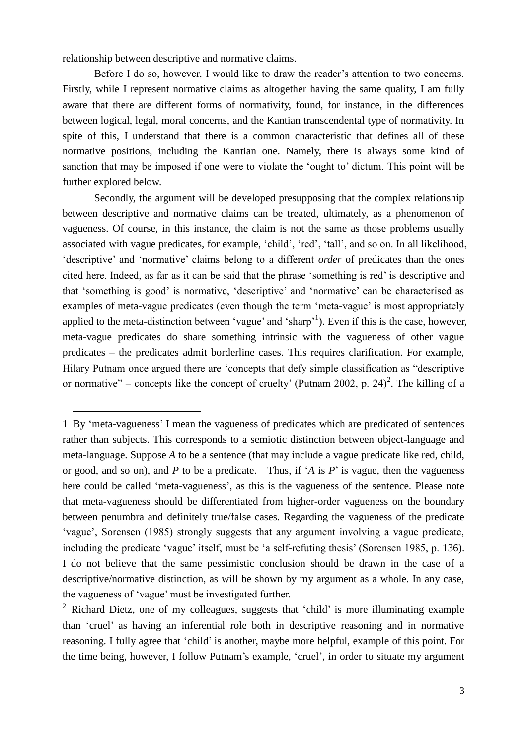relationship between descriptive and normative claims.

Before I do so, however, I would like to draw the reader's attention to two concerns. Firstly, while I represent normative claims as altogether having the same quality, I am fully aware that there are different forms of normativity, found, for instance, in the differences between logical, legal, moral concerns, and the Kantian transcendental type of normativity. In spite of this, I understand that there is a common characteristic that defines all of these normative positions, including the Kantian one. Namely, there is always some kind of sanction that may be imposed if one were to violate the 'ought to' dictum. This point will be further explored below.

Secondly, the argument will be developed presupposing that the complex relationship between descriptive and normative claims can be treated, ultimately, as a phenomenon of vagueness. Of course, in this instance, the claim is not the same as those problems usually associated with vague predicates, for example, 'child', 'red', 'tall', and so on. In all likelihood, 'descriptive' and 'normative' claims belong to a different *order* of predicates than the ones cited here. Indeed, as far as it can be said that the phrase 'something is red' is descriptive and that 'something is good' is normative, 'descriptive' and 'normative' can be characterised as examples of meta-vague predicates (even though the term 'meta-vague' is most appropriately applied to the meta-distinction between 'vague' and 'sharp'[1]). Even if this is the case, however, meta-vague predicates do share something intrinsic with the vagueness of other vague predicates – the predicates admit borderline cases. This requires clarification. For example, Hilary Putnam once argued there are 'concepts that defy simple classification as "descriptive or normative" – concepts like the concept of cruelty' (Putnam 2002, p. 24)[2]. The killing of a

---

1 By 'meta-vagueness' I mean the vagueness of predicates which are predicated of sentences rather than subjects. This corresponds to a semiotic distinction between object-language and meta-language. Suppose *A* to be a sentence (that may include a vague predicate like red, child, or good, and so on), and *P* to be a predicate. Thus, if '*A* is *P*' is vague, then the vagueness here could be called 'meta-vagueness', as this is the vagueness of the sentence. Please note that meta-vagueness should be differentiated from higher-order vagueness on the boundary between penumbra and definitely true/false cases. Regarding the vagueness of the predicate 'vague', Sorensen (1985) strongly suggests that any argument involving a vague predicate, including the predicate 'vague' itself, must be 'a self-refuting thesis' (Sorensen 1985, p. 136). I do not believe that the same pessimistic conclusion should be drawn in the case of a descriptive/normative distinction, as will be shown by my argument as a whole. In any case, the vagueness of 'vague' must be investigated further.

2 Richard Dietz, one of my colleagues, suggests that 'child' is more illuminating example than 'cruel' as having an inferential role both in descriptive reasoning and in normative reasoning. I fully agree that 'child' is another, maybe more helpful, example of this point. For the time being, however, I follow Putnam's example, 'cruel', in order to situate my argument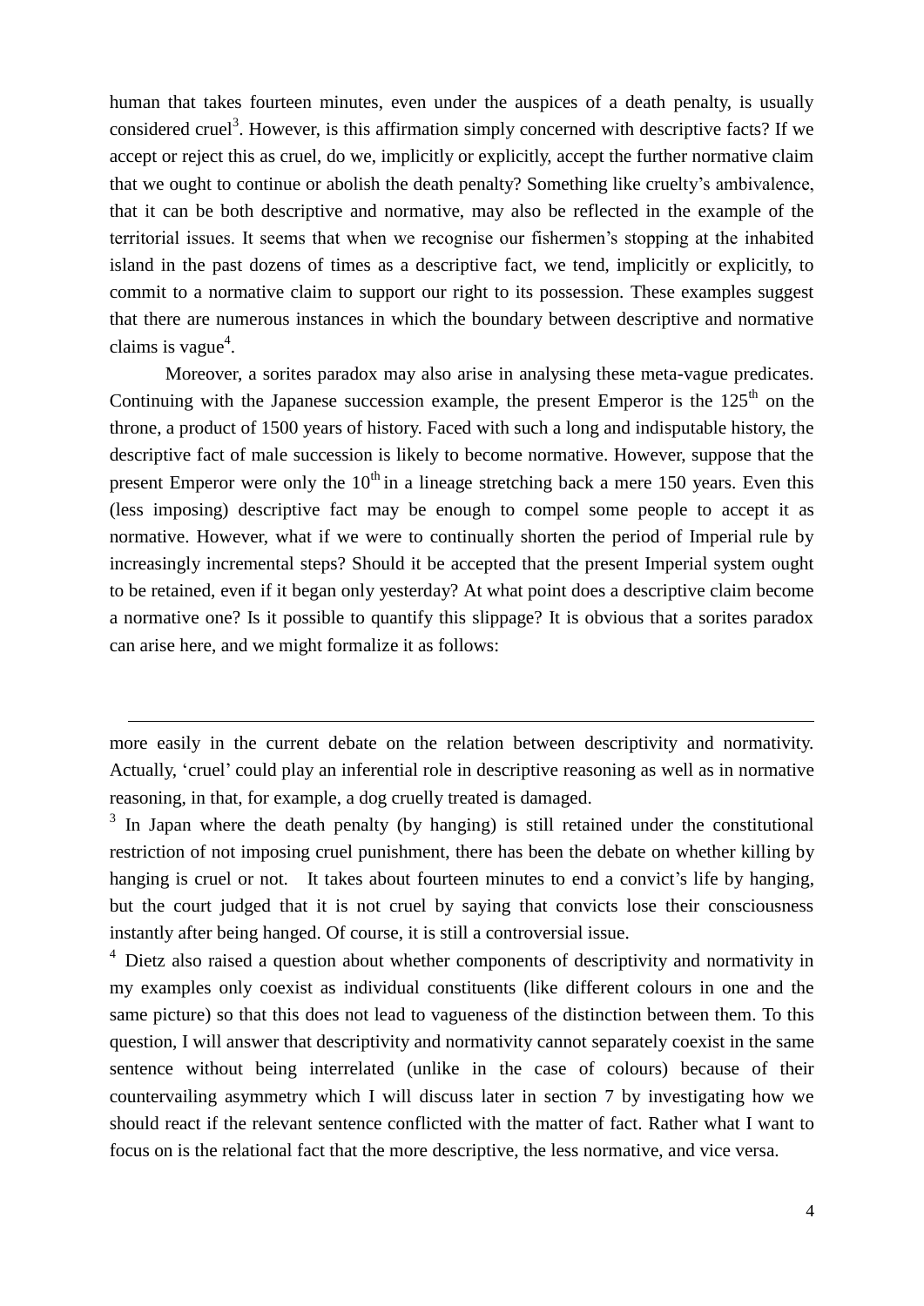human that takes fourteen minutes, even under the auspices of a death penalty, is usually considered cruel[3]. However, is this affirmation simply concerned with descriptive facts? If we accept or reject this as cruel, do we, implicitly or explicitly, accept the further normative claim that we ought to continue or abolish the death penalty? Something like cruelty's ambivalence, that it can be both descriptive and normative, may also be reflected in the example of the territorial issues. It seems that when we recognise our fishermen's stopping at the inhabited island in the past dozens of times as a descriptive fact, we tend, implicitly or explicitly, to commit to a normative claim to support our right to its possession. These examples suggest that there are numerous instances in which the boundary between descriptive and normative claims is vague[4].

Moreover, a sorites paradox may also arise in analysing these meta-vague predicates. Continuing with the Japanese succession example, the present Emperor is the 125th on the throne, a product of 1500 years of history. Faced with such a long and indisputable history, the descriptive fact of male succession is likely to become normative. However, suppose that the present Emperor were only the 10th in a lineage stretching back a mere 150 years. Even this (less imposing) descriptive fact may be enough to compel some people to accept it as normative. However, what if we were to continually shorten the period of Imperial rule by increasingly incremental steps? Should it be accepted that the present Imperial system ought to be retained, even if it began only yesterday? At what point does a descriptive claim become a normative one? Is it possible to quantify this slippage? It is obvious that a sorites paradox can arise here, and we might formalize it as follows:

---

more easily in the current debate on the relation between descriptivity and normativity. Actually, 'cruel' could play an inferential role in descriptive reasoning as well as in normative reasoning, in that, for example, a dog cruelly treated is damaged.

[3] In Japan where the death penalty (by hanging) is still retained under the constitutional restriction of not imposing cruel punishment, there has been the debate on whether killing by hanging is cruel or not. It takes about fourteen minutes to end a convict's life by hanging, but the court judged that it is not cruel by saying that convicts lose their consciousness instantly after being hanged. Of course, it is still a controversial issue.

[4] Dietz also raised a question about whether components of descriptivity and normativity in my examples only coexist as individual constituents (like different colours in one and the same picture) so that this does not lead to vagueness of the distinction between them. To this question, I will answer that descriptivity and normativity cannot separately coexist in the same sentence without being interrelated (unlike in the case of colours) because of their countervailing asymmetry which I will discuss later in section 7 by investigating how we should react if the relevant sentence conflicted with the matter of fact. Rather what I want to focus on is the relational fact that the more descriptive, the less normative, and vice versa.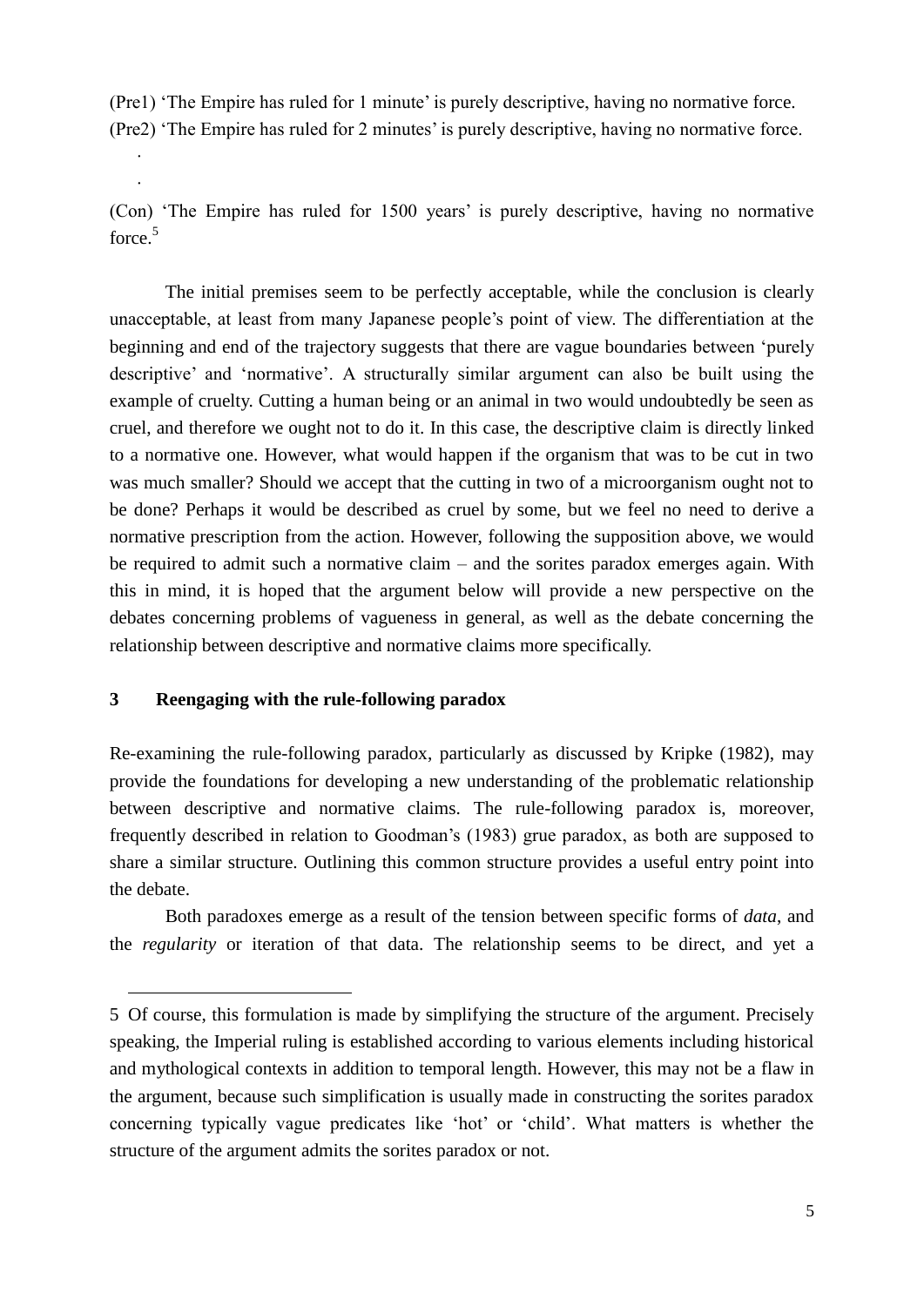(Pre1) 'The Empire has ruled for 1 minute' is purely descriptive, having no normative force.
(Pre2) 'The Empire has ruled for 2 minutes' is purely descriptive, having no normative force.

.

.

(Con) 'The Empire has ruled for 1500 years' is purely descriptive, having no normative force.[5]

The initial premises seem to be perfectly acceptable, while the conclusion is clearly unacceptable, at least from many Japanese people's point of view. The differentiation at the beginning and end of the trajectory suggests that there are vague boundaries between 'purely descriptive' and 'normative'. A structurally similar argument can also be built using the example of cruelty. Cutting a human being or an animal in two would undoubtedly be seen as cruel, and therefore we ought not to do it. In this case, the descriptive claim is directly linked to a normative one. However, what would happen if the organism that was to be cut in two was much smaller? Should we accept that the cutting in two of a microorganism ought not to be done? Perhaps it would be described as cruel by some, but we feel no need to derive a normative prescription from the action. However, following the supposition above, we would be required to admit such a normative claim – and the sorites paradox emerges again. With this in mind, it is hoped that the argument below will provide a new perspective on the debates concerning problems of vagueness in general, as well as the debate concerning the relationship between descriptive and normative claims more specifically.

## 3 Reengaging with the rule-following paradox

Re-examining the rule-following paradox, particularly as discussed by Kripke (1982), may provide the foundations for developing a new understanding of the problematic relationship between descriptive and normative claims. The rule-following paradox is, moreover, frequently described in relation to Goodman's (1983) grue paradox, as both are supposed to share a similar structure. Outlining this common structure provides a useful entry point into the debate.

Both paradoxes emerge as a result of the tension between specific forms of *data*, and the *regularity* or iteration of that data. The relationship seems to be direct, and yet a

---

5 Of course, this formulation is made by simplifying the structure of the argument. Precisely speaking, the Imperial ruling is established according to various elements including historical and mythological contexts in addition to temporal length. However, this may not be a flaw in the argument, because such simplification is usually made in constructing the sorites paradox concerning typically vague predicates like 'hot' or 'child'. What matters is whether the structure of the argument admits the sorites paradox or not.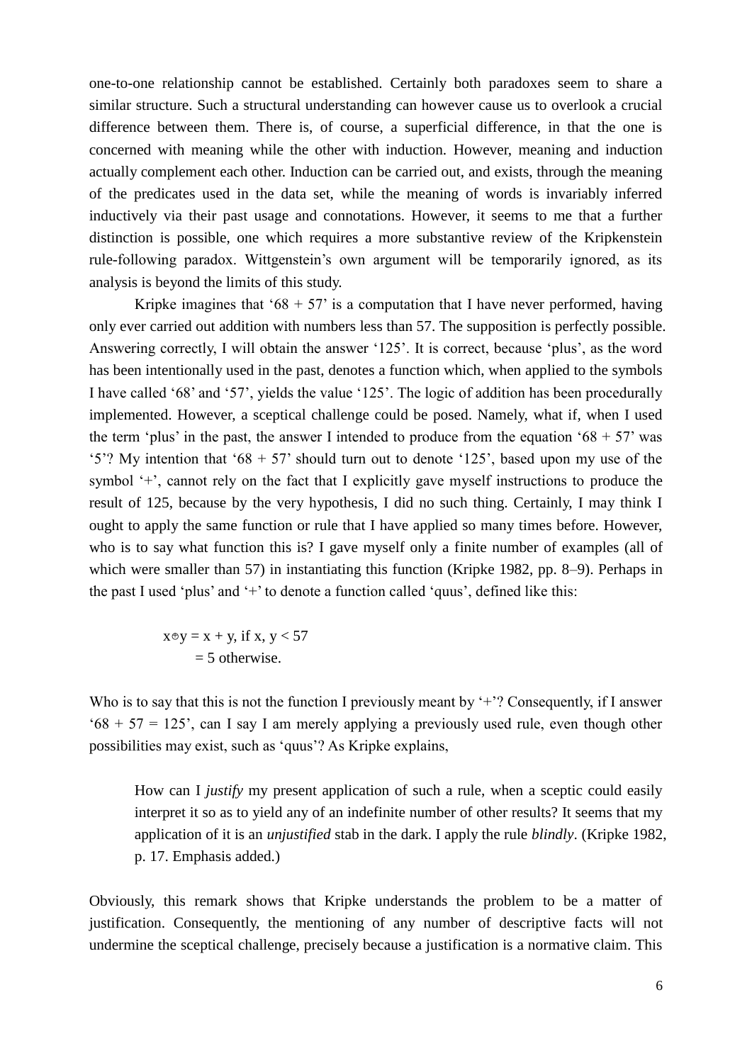one-to-one relationship cannot be established. Certainly both paradoxes seem to share a similar structure. Such a structural understanding can however cause us to overlook a crucial difference between them. There is, of course, a superficial difference, in that the one is concerned with meaning while the other with induction. However, meaning and induction actually complement each other. Induction can be carried out, and exists, through the meaning of the predicates used in the data set, while the meaning of words is invariably inferred inductively via their past usage and connotations. However, it seems to me that a further distinction is possible, one which requires a more substantive review of the Kripkenstein rule-following paradox. Wittgenstein's own argument will be temporarily ignored, as its analysis is beyond the limits of this study.

Kripke imagines that '68 + 57' is a computation that I have never performed, having only ever carried out addition with numbers less than 57. The supposition is perfectly possible. Answering correctly, I will obtain the answer '125'. It is correct, because 'plus', as the word has been intentionally used in the past, denotes a function which, when applied to the symbols I have called '68' and '57', yields the value '125'. The logic of addition has been procedurally implemented. However, a sceptical challenge could be posed. Namely, what if, when I used the term 'plus' in the past, the answer I intended to produce from the equation '68 + 57' was '5'? My intention that '68 + 57' should turn out to denote '125', based upon my use of the symbol '+', cannot rely on the fact that I explicitly gave myself instructions to produce the result of 125, because by the very hypothesis, I did no such thing. Certainly, I may think I ought to apply the same function or rule that I have applied so many times before. However, who is to say what function this is? I gave myself only a finite number of examples (all of which were smaller than 57) in instantiating this function (Kripke 1982, pp. 8–9). Perhaps in the past I used 'plus' and '+' to denote a function called 'quus', defined like this:

$$
\begin{aligned}
x \oplus y &= x + y, \text{ if } x, y < 57 \\
&= 5 \text{ otherwise.}
\end{aligned}
$$

Who is to say that this is not the function I previously meant by '+'? Consequently, if I answer '68 + 57 = 125', can I say I am merely applying a previously used rule, even though other possibilities may exist, such as 'quus'? As Kripke explains,

> How can I *justify* my present application of such a rule, when a sceptic could easily interpret it so as to yield any of an indefinite number of other results? It seems that my application of it is an *unjustified* stab in the dark. I apply the rule *blindly*. (Kripke 1982, p. 17. Emphasis added.)

Obviously, this remark shows that Kripke understands the problem to be a matter of justification. Consequently, the mentioning of any number of descriptive facts will not undermine the sceptical challenge, precisely because a justification is a normative claim. This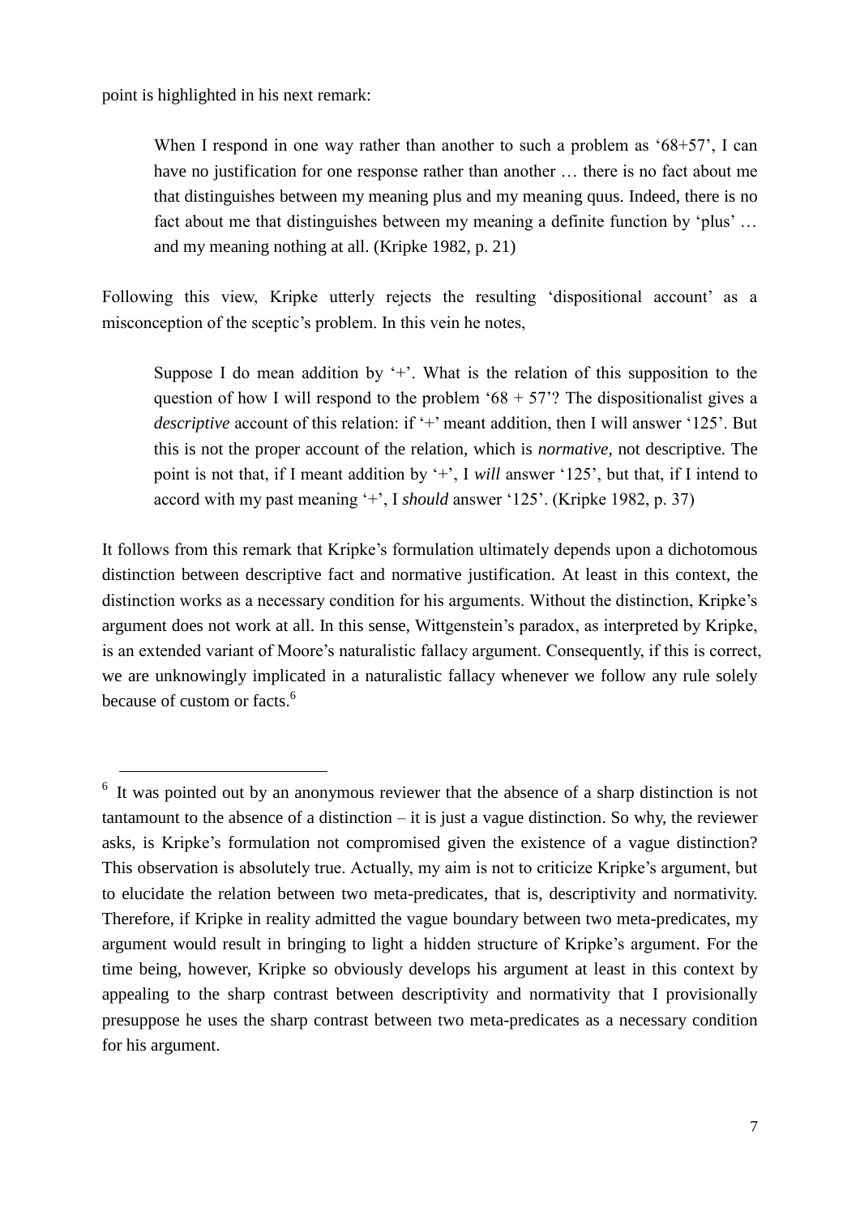point is highlighted in his next remark:

> When I respond in one way rather than another to such a problem as '68+57', I can have no justification for one response rather than another … there is no fact about me that distinguishes between my meaning plus and my meaning quus. Indeed, there is no fact about me that distinguishes between my meaning a definite function by 'plus' … and my meaning nothing at all. (Kripke 1982, p. 21)

Following this view, Kripke utterly rejects the resulting 'dispositional account' as a misconception of the sceptic's problem. In this vein he notes,

> Suppose I do mean addition by '+'. What is the relation of this supposition to the question of how I will respond to the problem '68 + 57'? The dispositionalist gives a *descriptive* account of this relation: if '+' meant addition, then I will answer '125'. But this is not the proper account of the relation, which is *normative*, not descriptive. The point is not that, if I meant addition by '+', I *will* answer '125', but that, if I intend to accord with my past meaning '+', I *should* answer '125'. (Kripke 1982, p. 37)

It follows from this remark that Kripke's formulation ultimately depends upon a dichotomous distinction between descriptive fact and normative justification. At least in this context, the distinction works as a necessary condition for his arguments. Without the distinction, Kripke's argument does not work at all. In this sense, Wittgenstein's paradox, as interpreted by Kripke, is an extended variant of Moore's naturalistic fallacy argument. Consequently, if this is correct, we are unknowingly implicated in a naturalistic fallacy whenever we follow any rule solely because of custom or facts.[6]

---

[6] It was pointed out by an anonymous reviewer that the absence of a sharp distinction is not tantamount to the absence of a distinction – it is just a vague distinction. So why, the reviewer asks, is Kripke's formulation not compromised given the existence of a vague distinction? This observation is absolutely true. Actually, my aim is not to criticize Kripke's argument, but to elucidate the relation between two meta-predicates, that is, descriptivity and normativity. Therefore, if Kripke in reality admitted the vague boundary between two meta-predicates, my argument would result in bringing to light a hidden structure of Kripke's argument. For the time being, however, Kripke so obviously develops his argument at least in this context by appealing to the sharp contrast between descriptivity and normativity that I provisionally presuppose he uses the sharp contrast between two meta-predicates as a necessary condition for his argument.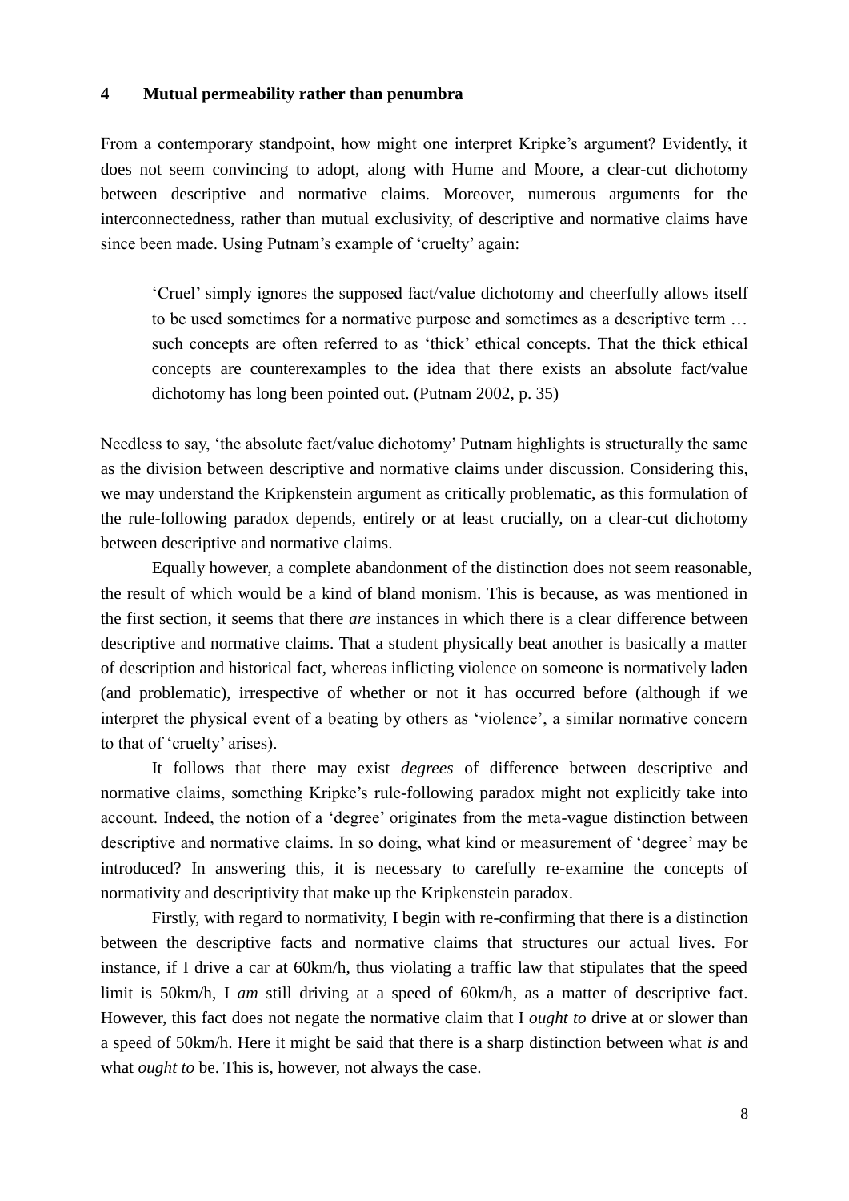## 4 Mutual permeability rather than penumbra

From a contemporary standpoint, how might one interpret Kripke's argument? Evidently, it does not seem convincing to adopt, along with Hume and Moore, a clear-cut dichotomy between descriptive and normative claims. Moreover, numerous arguments for the interconnectedness, rather than mutual exclusivity, of descriptive and normative claims have since been made. Using Putnam's example of 'cruelty' again:

> 'Cruel' simply ignores the supposed fact/value dichotomy and cheerfully allows itself to be used sometimes for a normative purpose and sometimes as a descriptive term … such concepts are often referred to as 'thick' ethical concepts. That the thick ethical concepts are counterexamples to the idea that there exists an absolute fact/value dichotomy has long been pointed out. (Putnam 2002, p. 35)

Needless to say, 'the absolute fact/value dichotomy' Putnam highlights is structurally the same as the division between descriptive and normative claims under discussion. Considering this, we may understand the Kripkenstein argument as critically problematic, as this formulation of the rule-following paradox depends, entirely or at least crucially, on a clear-cut dichotomy between descriptive and normative claims.

Equally however, a complete abandonment of the distinction does not seem reasonable, the result of which would be a kind of bland monism. This is because, as was mentioned in the first section, it seems that there *are* instances in which there is a clear difference between descriptive and normative claims. That a student physically beat another is basically a matter of description and historical fact, whereas inflicting violence on someone is normatively laden (and problematic), irrespective of whether or not it has occurred before (although if we interpret the physical event of a beating by others as 'violence', a similar normative concern to that of 'cruelty' arises).

It follows that there may exist *degrees* of difference between descriptive and normative claims, something Kripke's rule-following paradox might not explicitly take into account. Indeed, the notion of a 'degree' originates from the meta-vague distinction between descriptive and normative claims. In so doing, what kind or measurement of 'degree' may be introduced? In answering this, it is necessary to carefully re-examine the concepts of normativity and descriptivity that make up the Kripkenstein paradox.

Firstly, with regard to normativity, I begin with re-confirming that there is a distinction between the descriptive facts and normative claims that structures our actual lives. For instance, if I drive a car at 60km/h, thus violating a traffic law that stipulates that the speed limit is 50km/h, I *am* still driving at a speed of 60km/h, as a matter of descriptive fact. However, this fact does not negate the normative claim that I *ought to* drive at or slower than a speed of 50km/h. Here it might be said that there is a sharp distinction between what *is* and what *ought to* be. This is, however, not always the case.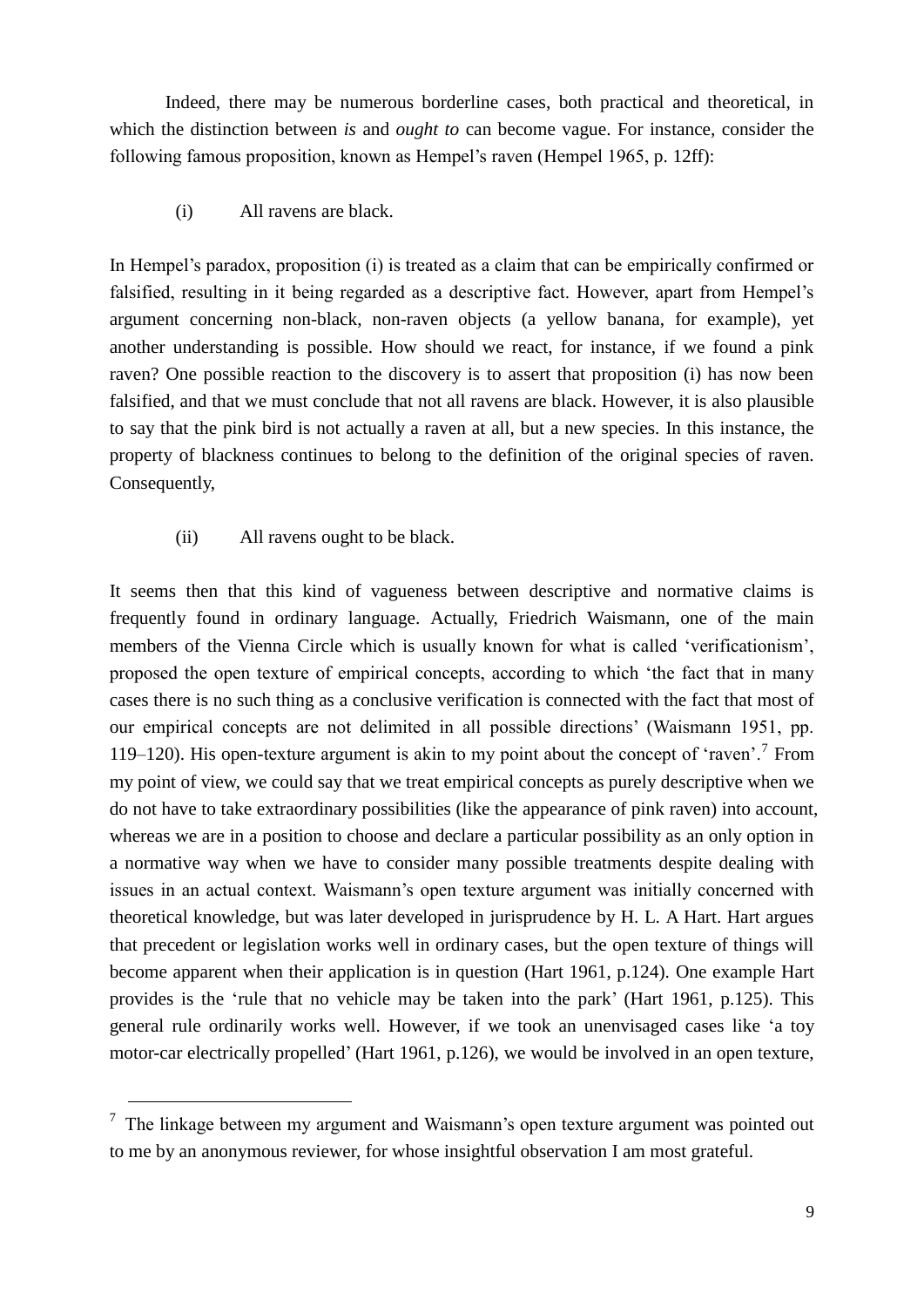Indeed, there may be numerous borderline cases, both practical and theoretical, in which the distinction between *is* and *ought to* can become vague. For instance, consider the following famous proposition, known as Hempel's raven (Hempel 1965, p. 12ff):

(i) All ravens are black.

In Hempel's paradox, proposition (i) is treated as a claim that can be empirically confirmed or falsified, resulting in it being regarded as a descriptive fact. However, apart from Hempel's argument concerning non-black, non-raven objects (a yellow banana, for example), yet another understanding is possible. How should we react, for instance, if we found a pink raven? One possible reaction to the discovery is to assert that proposition (i) has now been falsified, and that we must conclude that not all ravens are black. However, it is also plausible to say that the pink bird is not actually a raven at all, but a new species. In this instance, the property of blackness continues to belong to the definition of the original species of raven. Consequently,

(ii) All ravens ought to be black.

It seems then that this kind of vagueness between descriptive and normative claims is frequently found in ordinary language. Actually, Friedrich Waismann, one of the main members of the Vienna Circle which is usually known for what is called 'verificationism', proposed the open texture of empirical concepts, according to which 'the fact that in many cases there is no such thing as a conclusive verification is connected with the fact that most of our empirical concepts are not delimited in all possible directions' (Waismann 1951, pp. 119–120). His open-texture argument is akin to my point about the concept of 'raven'.[7] From my point of view, we could say that we treat empirical concepts as purely descriptive when we do not have to take extraordinary possibilities (like the appearance of pink raven) into account, whereas we are in a position to choose and declare a particular possibility as an only option in a normative way when we have to consider many possible treatments despite dealing with issues in an actual context. Waismann's open texture argument was initially concerned with theoretical knowledge, but was later developed in jurisprudence by H. L. A Hart. Hart argues that precedent or legislation works well in ordinary cases, but the open texture of things will become apparent when their application is in question (Hart 1961, p.124). One example Hart provides is the 'rule that no vehicle may be taken into the park' (Hart 1961, p.125). This general rule ordinarily works well. However, if we took an unenvisaged cases like 'a toy motor-car electrically propelled' (Hart 1961, p.126), we would be involved in an open texture,

[7] The linkage between my argument and Waismann's open texture argument was pointed out to me by an anonymous reviewer, for whose insightful observation I am most grateful.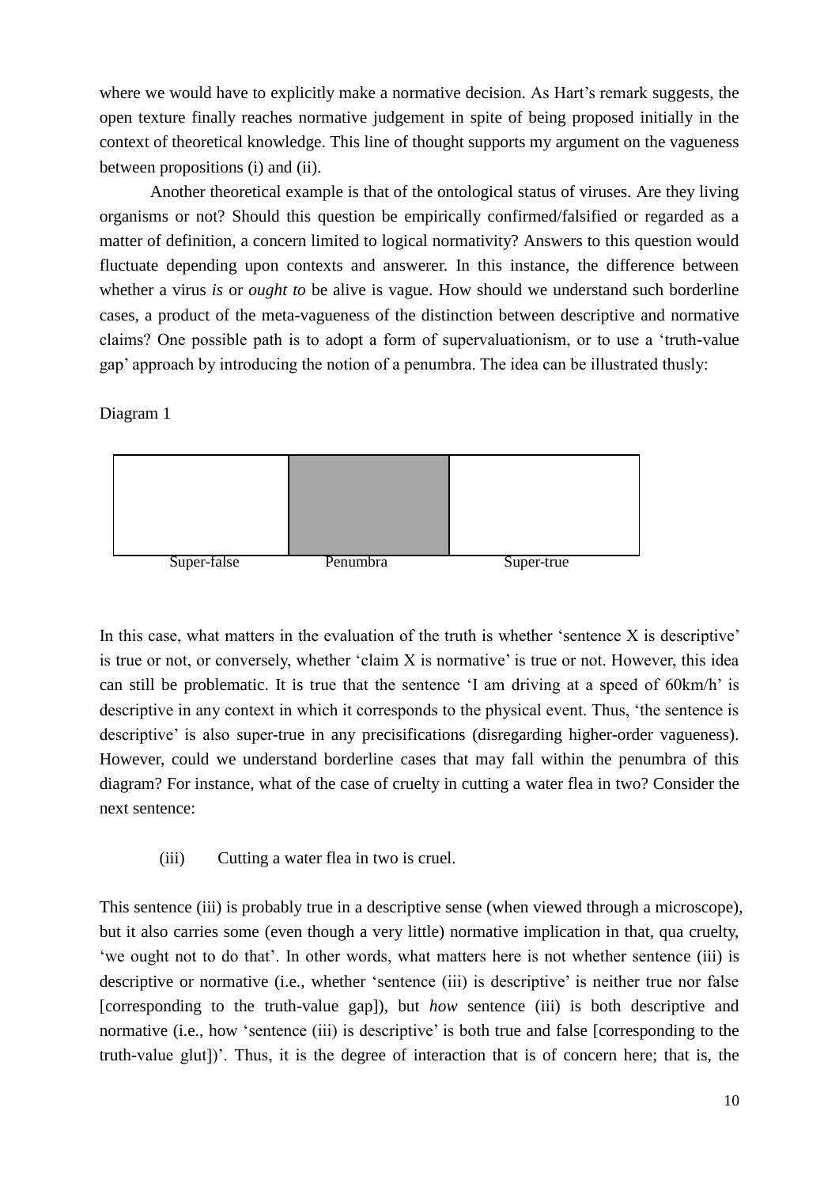where we would have to explicitly make a normative decision. As Hart's remark suggests, the open texture finally reaches normative judgement in spite of being proposed initially in the context of theoretical knowledge. This line of thought supports my argument on the vagueness between propositions (i) and (ii).

Another theoretical example is that of the ontological status of viruses. Are they living organisms or not? Should this question be empirically confirmed/falsified or regarded as a matter of definition, a concern limited to logical normativity? Answers to this question would fluctuate depending upon contexts and answerer. In this instance, the difference between whether a virus *is* or *ought to* be alive is vague. How should we understand such borderline cases, a product of the meta-vagueness of the distinction between descriptive and normative claims? One possible path is to adopt a form of supervaluationism, or to use a 'truth-value gap' approach by introducing the notion of a penumbra. The idea can be illustrated thusly:

Diagram 1

| Super-false | Penumbra | Super-true |
|---|---|---|

In this case, what matters in the evaluation of the truth is whether 'sentence X is descriptive' is true or not, or conversely, whether 'claim X is normative' is true or not. However, this idea can still be problematic. It is true that the sentence 'I am driving at a speed of 60km/h' is descriptive in any context in which it corresponds to the physical event. Thus, 'the sentence is descriptive' is also super-true in any precisifications (disregarding higher-order vagueness). However, could we understand borderline cases that may fall within the penumbra of this diagram? For instance, what of the case of cruelty in cutting a water flea in two? Consider the next sentence:

(iii) Cutting a water flea in two is cruel.

This sentence (iii) is probably true in a descriptive sense (when viewed through a microscope), but it also carries some (even though a very little) normative implication in that, qua cruelty, 'we ought not to do that'. In other words, what matters here is not whether sentence (iii) is descriptive or normative (i.e., whether 'sentence (iii) is descriptive' is neither true nor false [corresponding to the truth-value gap]), but *how* sentence (iii) is both descriptive and normative (i.e., how 'sentence (iii) is descriptive' is both true and false [corresponding to the truth-value glut])'. Thus, it is the degree of interaction that is of concern here; that is, the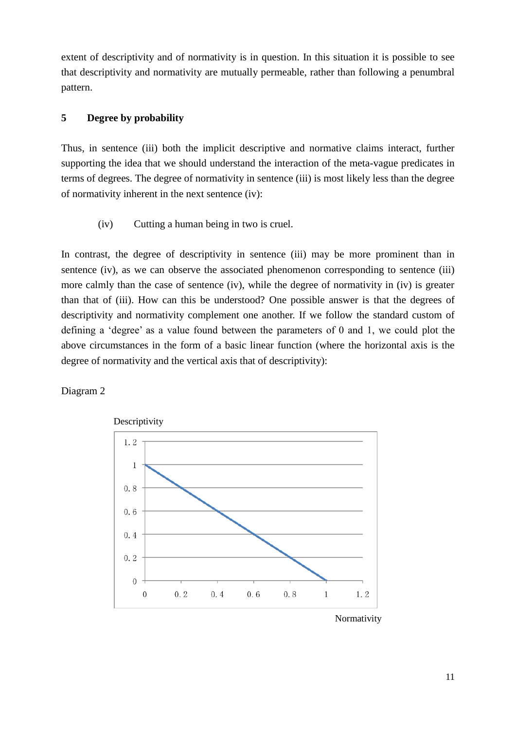extent of descriptivity and of normativity is in question. In this situation it is possible to see that descriptivity and normativity are mutually permeable, rather than following a penumbral pattern.

## 5 Degree by probability

Thus, in sentence (iii) both the implicit descriptive and normative claims interact, further supporting the idea that we should understand the interaction of the meta-vague predicates in terms of degrees. The degree of normativity in sentence (iii) is most likely less than the degree of normativity inherent in the next sentence (iv):

> (iv) Cutting a human being in two is cruel.

In contrast, the degree of descriptivity in sentence (iii) may be more prominent than in sentence (iv), as we can observe the associated phenomenon corresponding to sentence (iii) more calmly than the case of sentence (iv), while the degree of normativity in (iv) is greater than that of (iii). How can this be understood? One possible answer is that the degrees of descriptivity and normativity complement one another. If we follow the standard custom of defining a 'degree' as a value found between the parameters of 0 and 1, we could plot the above circumstances in the form of a basic linear function (where the horizontal axis is the degree of normativity and the vertical axis that of descriptivity):

Diagram 2

Descriptivity

Normativity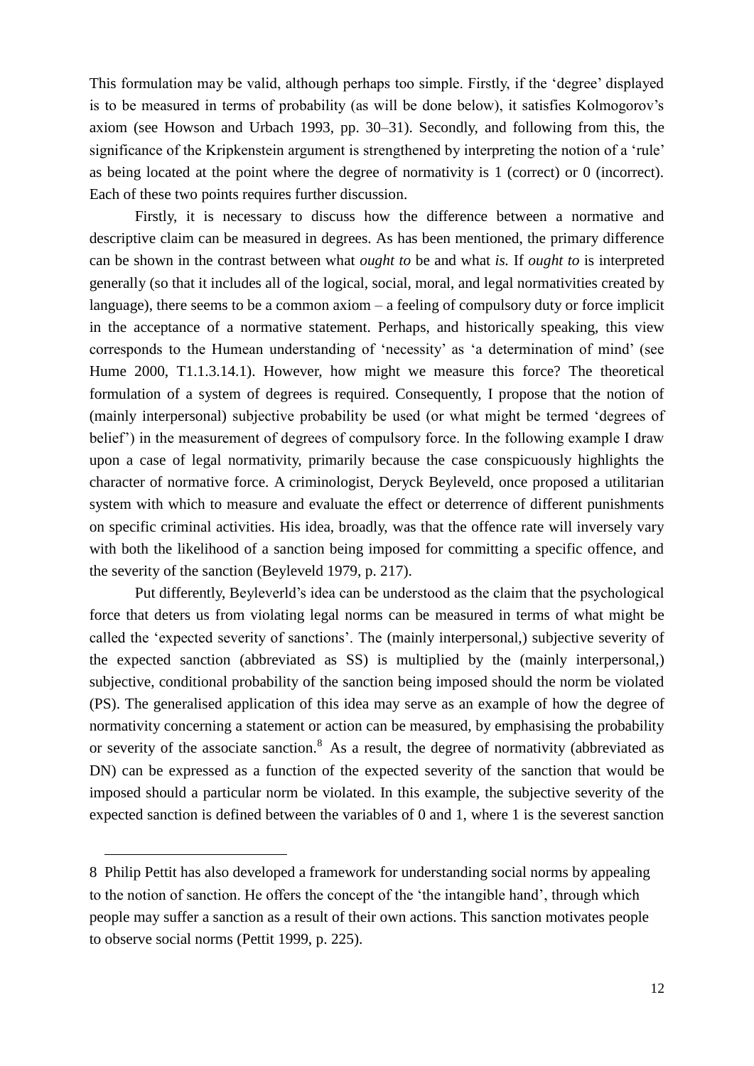This formulation may be valid, although perhaps too simple. Firstly, if the 'degree' displayed is to be measured in terms of probability (as will be done below), it satisfies Kolmogorov's axiom (see Howson and Urbach 1993, pp. 30–31). Secondly, and following from this, the significance of the Kripkenstein argument is strengthened by interpreting the notion of a 'rule' as being located at the point where the degree of normativity is 1 (correct) or 0 (incorrect). Each of these two points requires further discussion.

Firstly, it is necessary to discuss how the difference between a normative and descriptive claim can be measured in degrees. As has been mentioned, the primary difference can be shown in the contrast between what *ought to* be and what *is.* If *ought to* is interpreted generally (so that it includes all of the logical, social, moral, and legal normativities created by language), there seems to be a common axiom – a feeling of compulsory duty or force implicit in the acceptance of a normative statement. Perhaps, and historically speaking, this view corresponds to the Humean understanding of 'necessity' as 'a determination of mind' (see Hume 2000, T1.1.3.14.1). However, how might we measure this force? The theoretical formulation of a system of degrees is required. Consequently, I propose that the notion of (mainly interpersonal) subjective probability be used (or what might be termed 'degrees of belief') in the measurement of degrees of compulsory force. In the following example I draw upon a case of legal normativity, primarily because the case conspicuously highlights the character of normative force. A criminologist, Deryck Beyleveld, once proposed a utilitarian system with which to measure and evaluate the effect or deterrence of different punishments on specific criminal activities. His idea, broadly, was that the offence rate will inversely vary with both the likelihood of a sanction being imposed for committing a specific offence, and the severity of the sanction (Beyleveld 1979, p. 217).

Put differently, Beyleverld's idea can be understood as the claim that the psychological force that deters us from violating legal norms can be measured in terms of what might be called the 'expected severity of sanctions'. The (mainly interpersonal,) subjective severity of the expected sanction (abbreviated as SS) is multiplied by the (mainly interpersonal,) subjective, conditional probability of the sanction being imposed should the norm be violated (PS). The generalised application of this idea may serve as an example of how the degree of normativity concerning a statement or action can be measured, by emphasising the probability or severity of the associate sanction.[8] As a result, the degree of normativity (abbreviated as DN) can be expressed as a function of the expected severity of the sanction that would be imposed should a particular norm be violated. In this example, the subjective severity of the expected sanction is defined between the variables of 0 and 1, where 1 is the severest sanction

8 Philip Pettit has also developed a framework for understanding social norms by appealing to the notion of sanction. He offers the concept of the 'the intangible hand', through which people may suffer a sanction as a result of their own actions. This sanction motivates people to observe social norms (Pettit 1999, p. 225).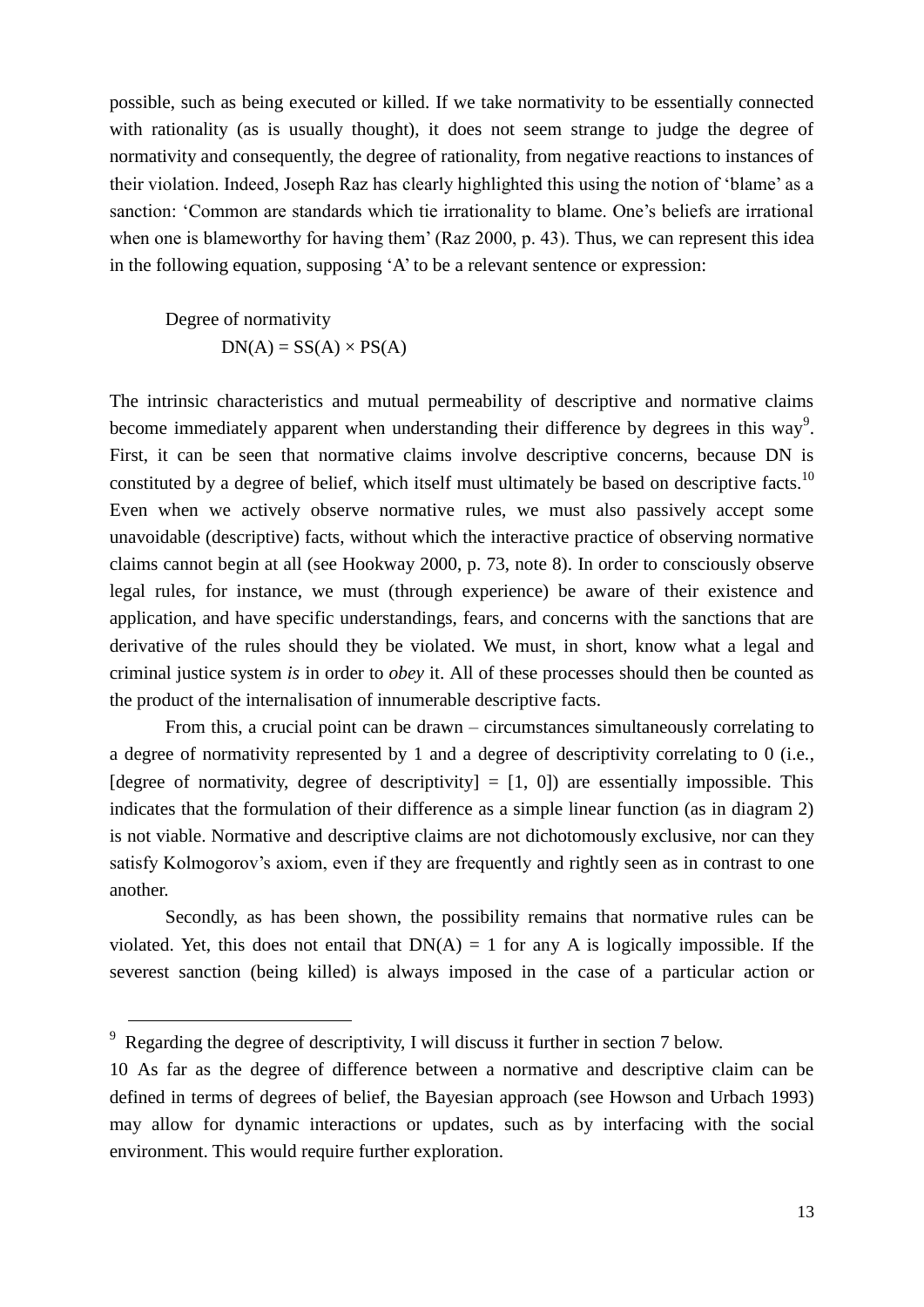possible, such as being executed or killed. If we take normativity to be essentially connected with rationality (as is usually thought), it does not seem strange to judge the degree of normativity and consequently, the degree of rationality, from negative reactions to instances of their violation. Indeed, Joseph Raz has clearly highlighted this using the notion of 'blame' as a sanction: 'Common are standards which tie irrationality to blame. One's beliefs are irrational when one is blameworthy for having them' (Raz 2000, p. 43). Thus, we can represent this idea in the following equation, supposing 'A' to be a relevant sentence or expression:

Degree of normativity

$$DN(A) = SS(A) \times PS(A)$$

The intrinsic characteristics and mutual permeability of descriptive and normative claims become immediately apparent when understanding their difference by degrees in this way[9]. First, it can be seen that normative claims involve descriptive concerns, because DN is constituted by a degree of belief, which itself must ultimately be based on descriptive facts.[10] Even when we actively observe normative rules, we must also passively accept some unavoidable (descriptive) facts, without which the interactive practice of observing normative claims cannot begin at all (see Hookway 2000, p. 73, note 8). In order to consciously observe legal rules, for instance, we must (through experience) be aware of their existence and application, and have specific understandings, fears, and concerns with the sanctions that are derivative of the rules should they be violated. We must, in short, know what a legal and criminal justice system *is* in order to *obey* it. All of these processes should then be counted as the product of the internalisation of innumerable descriptive facts.

From this, a crucial point can be drawn – circumstances simultaneously correlating to a degree of normativity represented by 1 and a degree of descriptivity correlating to 0 (i.e., [degree of normativity, degree of descriptivity] = [1, 0]) are essentially impossible. This indicates that the formulation of their difference as a simple linear function (as in diagram 2) is not viable. Normative and descriptive claims are not dichotomously exclusive, nor can they satisfy Kolmogorov's axiom, even if they are frequently and rightly seen as in contrast to one another.

Secondly, as has been shown, the possibility remains that normative rules can be violated. Yet, this does not entail that $DN(A) = 1$ for any A is logically impossible. If the severest sanction (being killed) is always imposed in the case of a particular action or

---

[9] Regarding the degree of descriptivity, I will discuss it further in section 7 below.

[10] As far as the degree of difference between a normative and descriptive claim can be defined in terms of degrees of belief, the Bayesian approach (see Howson and Urbach 1993) may allow for dynamic interactions or updates, such as by interfacing with the social environment. This would require further exploration.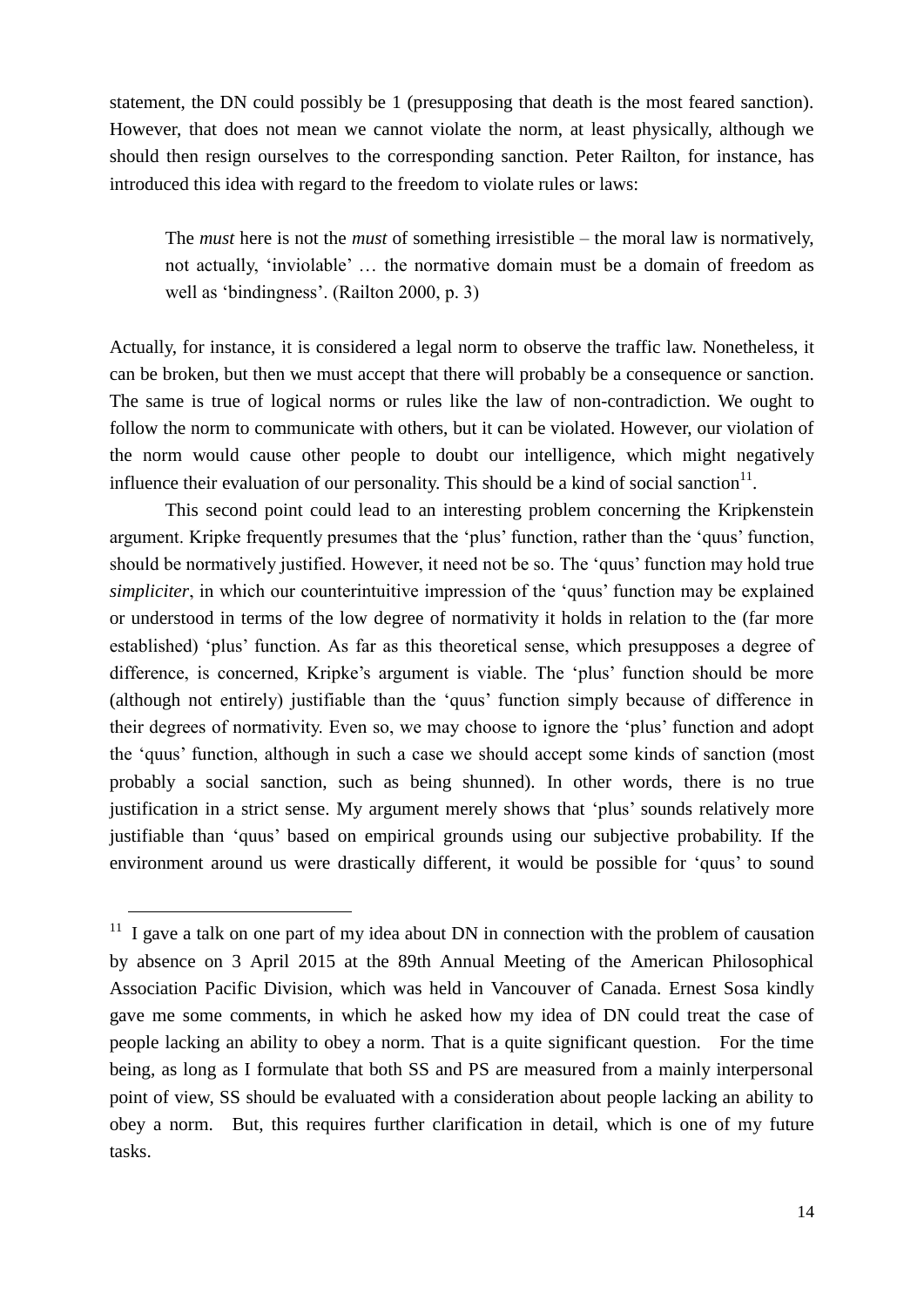statement, the DN could possibly be 1 (presupposing that death is the most feared sanction). However, that does not mean we cannot violate the norm, at least physically, although we should then resign ourselves to the corresponding sanction. Peter Railton, for instance, has introduced this idea with regard to the freedom to violate rules or laws:

> The *must* here is not the *must* of something irresistible – the moral law is normatively, not actually, 'inviolable' … the normative domain must be a domain of freedom as well as 'bindingness'. (Railton 2000, p. 3)

Actually, for instance, it is considered a legal norm to observe the traffic law. Nonetheless, it can be broken, but then we must accept that there will probably be a consequence or sanction. The same is true of logical norms or rules like the law of non-contradiction. We ought to follow the norm to communicate with others, but it can be violated. However, our violation of the norm would cause other people to doubt our intelligence, which might negatively influence their evaluation of our personality. This should be a kind of social sanction[11].

This second point could lead to an interesting problem concerning the Kripkenstein argument. Kripke frequently presumes that the 'plus' function, rather than the 'quus' function, should be normatively justified. However, it need not be so. The 'quus' function may hold true *simpliciter*, in which our counterintuitive impression of the 'quus' function may be explained or understood in terms of the low degree of normativity it holds in relation to the (far more established) 'plus' function. As far as this theoretical sense, which presupposes a degree of difference, is concerned, Kripke's argument is viable. The 'plus' function should be more (although not entirely) justifiable than the 'quus' function simply because of difference in their degrees of normativity. Even so, we may choose to ignore the 'plus' function and adopt the 'quus' function, although in such a case we should accept some kinds of sanction (most probably a social sanction, such as being shunned). In other words, there is no true justification in a strict sense. My argument merely shows that 'plus' sounds relatively more justifiable than 'quus' based on empirical grounds using our subjective probability. If the environment around us were drastically different, it would be possible for 'quus' to sound

---

[11] I gave a talk on one part of my idea about DN in connection with the problem of causation by absence on 3 April 2015 at the 89th Annual Meeting of the American Philosophical Association Pacific Division, which was held in Vancouver of Canada. Ernest Sosa kindly gave me some comments, in which he asked how my idea of DN could treat the case of people lacking an ability to obey a norm. That is a quite significant question. For the time being, as long as I formulate that both SS and PS are measured from a mainly interpersonal point of view, SS should be evaluated with a consideration about people lacking an ability to obey a norm. But, this requires further clarification in detail, which is one of my future tasks.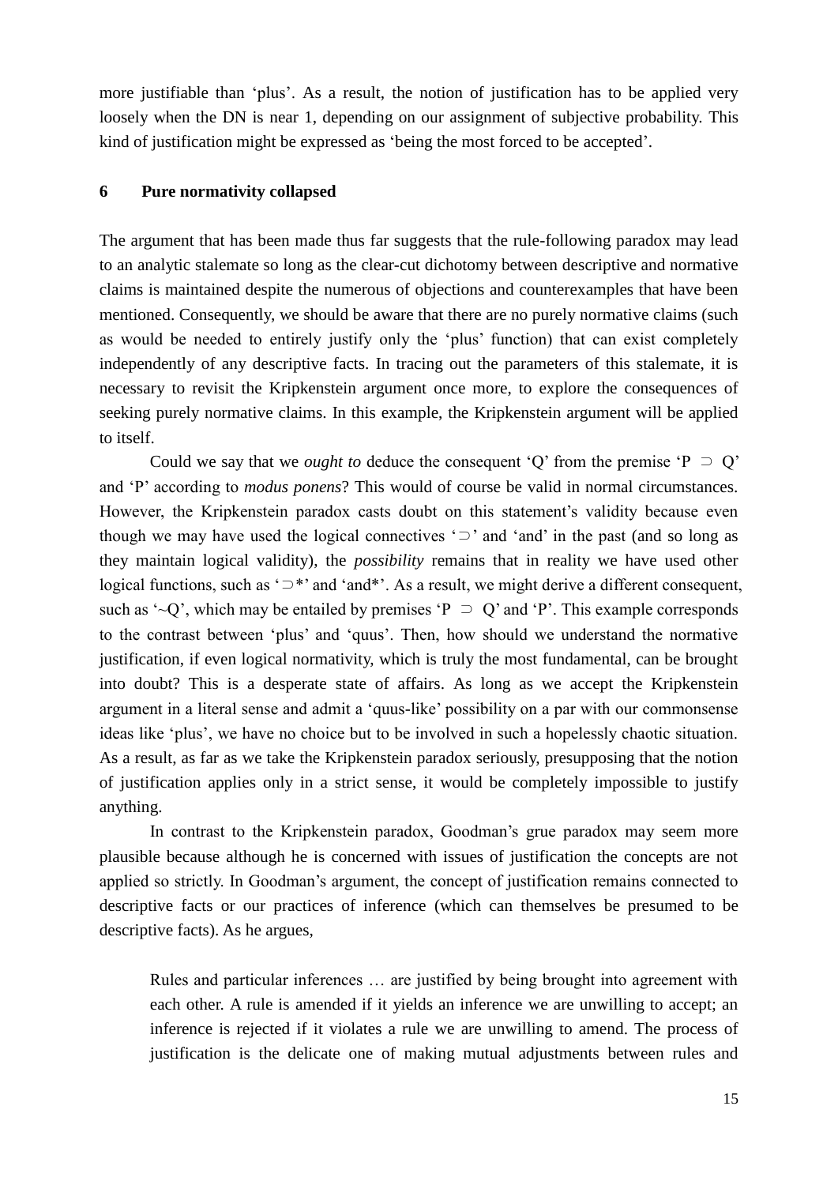more justifiable than 'plus'. As a result, the notion of justification has to be applied very loosely when the DN is near 1, depending on our assignment of subjective probability. This kind of justification might be expressed as 'being the most forced to be accepted'.

## 6 Pure normativity collapsed

The argument that has been made thus far suggests that the rule-following paradox may lead to an analytic stalemate so long as the clear-cut dichotomy between descriptive and normative claims is maintained despite the numerous of objections and counterexamples that have been mentioned. Consequently, we should be aware that there are no purely normative claims (such as would be needed to entirely justify only the 'plus' function) that can exist completely independently of any descriptive facts. In tracing out the parameters of this stalemate, it is necessary to revisit the Kripkenstein argument once more, to explore the consequences of seeking purely normative claims. In this example, the Kripkenstein argument will be applied to itself.

Could we say that we *ought to* deduce the consequent 'Q' from the premise 'P ⊃ Q' and 'P' according to *modus ponens*? This would of course be valid in normal circumstances. However, the Kripkenstein paradox casts doubt on this statement's validity because even though we may have used the logical connectives '⊃' and 'and' in the past (and so long as they maintain logical validity), the *possibility* remains that in reality we have used other logical functions, such as '⊃*' and 'and*'. As a result, we might derive a different consequent, such as '~Q', which may be entailed by premises 'P ⊃ Q' and 'P'. This example corresponds to the contrast between 'plus' and 'quus'. Then, how should we understand the normative justification, if even logical normativity, which is truly the most fundamental, can be brought into doubt? This is a desperate state of affairs. As long as we accept the Kripkenstein argument in a literal sense and admit a 'quus-like' possibility on a par with our commonsense ideas like 'plus', we have no choice but to be involved in such a hopelessly chaotic situation. As a result, as far as we take the Kripkenstein paradox seriously, presupposing that the notion of justification applies only in a strict sense, it would be completely impossible to justify anything.

In contrast to the Kripkenstein paradox, Goodman's grue paradox may seem more plausible because although he is concerned with issues of justification the concepts are not applied so strictly. In Goodman's argument, the concept of justification remains connected to descriptive facts or our practices of inference (which can themselves be presumed to be descriptive facts). As he argues,

> Rules and particular inferences … are justified by being brought into agreement with each other. A rule is amended if it yields an inference we are unwilling to accept; an inference is rejected if it violates a rule we are unwilling to amend. The process of justification is the delicate one of making mutual adjustments between rules and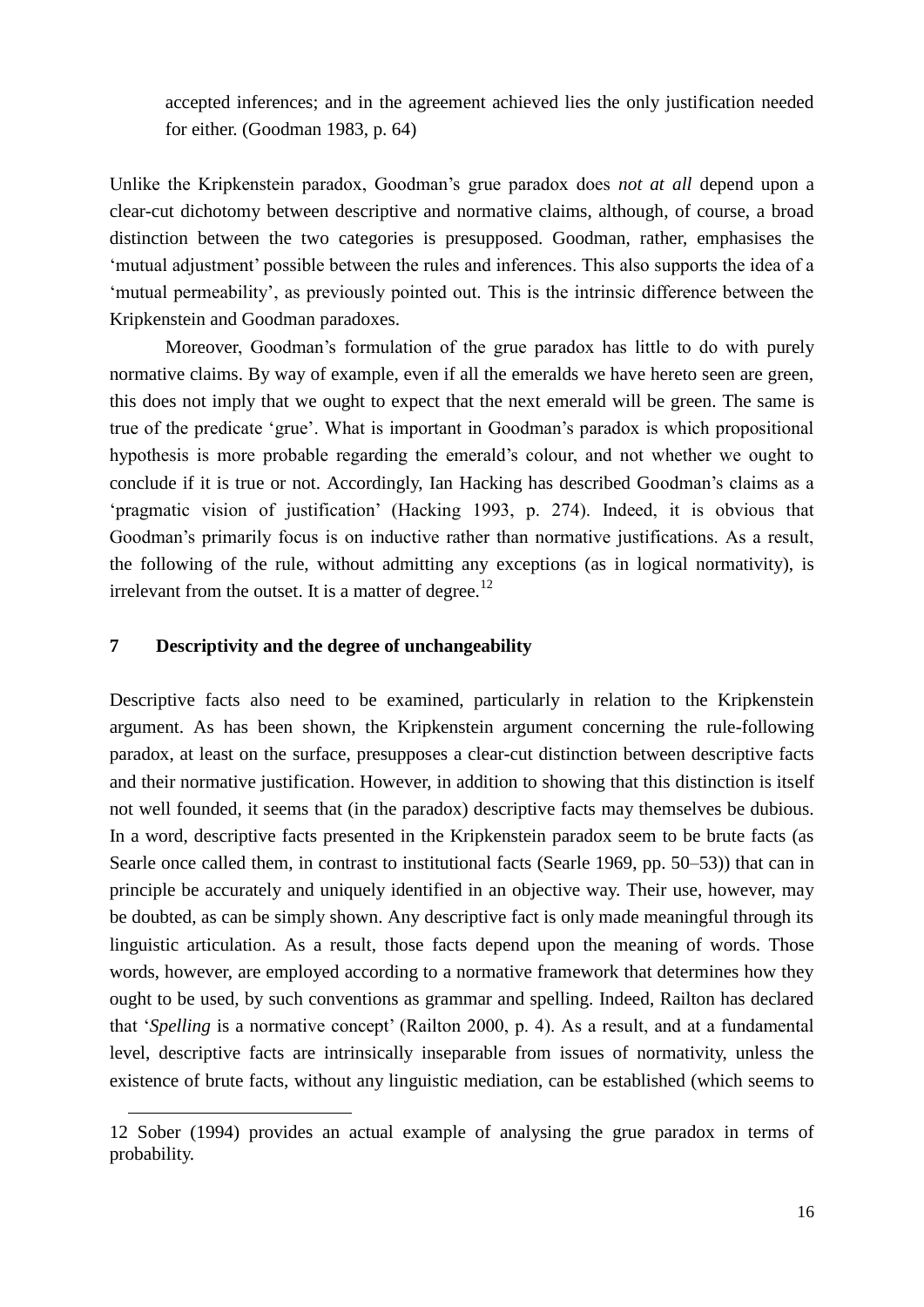accepted inferences; and in the agreement achieved lies the only justification needed for either. (Goodman 1983, p. 64)

Unlike the Kripkenstein paradox, Goodman's grue paradox does *not at all* depend upon a clear-cut dichotomy between descriptive and normative claims, although, of course, a broad distinction between the two categories is presupposed. Goodman, rather, emphasises the 'mutual adjustment' possible between the rules and inferences. This also supports the idea of a 'mutual permeability', as previously pointed out. This is the intrinsic difference between the Kripkenstein and Goodman paradoxes.

Moreover, Goodman's formulation of the grue paradox has little to do with purely normative claims. By way of example, even if all the emeralds we have hereto seen are green, this does not imply that we ought to expect that the next emerald will be green. The same is true of the predicate 'grue'. What is important in Goodman's paradox is which propositional hypothesis is more probable regarding the emerald's colour, and not whether we ought to conclude if it is true or not. Accordingly, Ian Hacking has described Goodman's claims as a 'pragmatic vision of justification' (Hacking 1993, p. 274). Indeed, it is obvious that Goodman's primarily focus is on inductive rather than normative justifications. As a result, the following of the rule, without admitting any exceptions (as in logical normativity), is irrelevant from the outset. It is a matter of degree.[12]

## 7 Descriptivity and the degree of unchangeability

Descriptive facts also need to be examined, particularly in relation to the Kripkenstein argument. As has been shown, the Kripkenstein argument concerning the rule-following paradox, at least on the surface, presupposes a clear-cut distinction between descriptive facts and their normative justification. However, in addition to showing that this distinction is itself not well founded, it seems that (in the paradox) descriptive facts may themselves be dubious. In a word, descriptive facts presented in the Kripkenstein paradox seem to be brute facts (as Searle once called them, in contrast to institutional facts (Searle 1969, pp. 50–53)) that can in principle be accurately and uniquely identified in an objective way. Their use, however, may be doubted, as can be simply shown. Any descriptive fact is only made meaningful through its linguistic articulation. As a result, those facts depend upon the meaning of words. Those words, however, are employed according to a normative framework that determines how they ought to be used, by such conventions as grammar and spelling. Indeed, Railton has declared that '*Spelling* is a normative concept' (Railton 2000, p. 4). As a result, and at a fundamental level, descriptive facts are intrinsically inseparable from issues of normativity, unless the existence of brute facts, without any linguistic mediation, can be established (which seems to

---

12 Sober (1994) provides an actual example of analysing the grue paradox in terms of probability.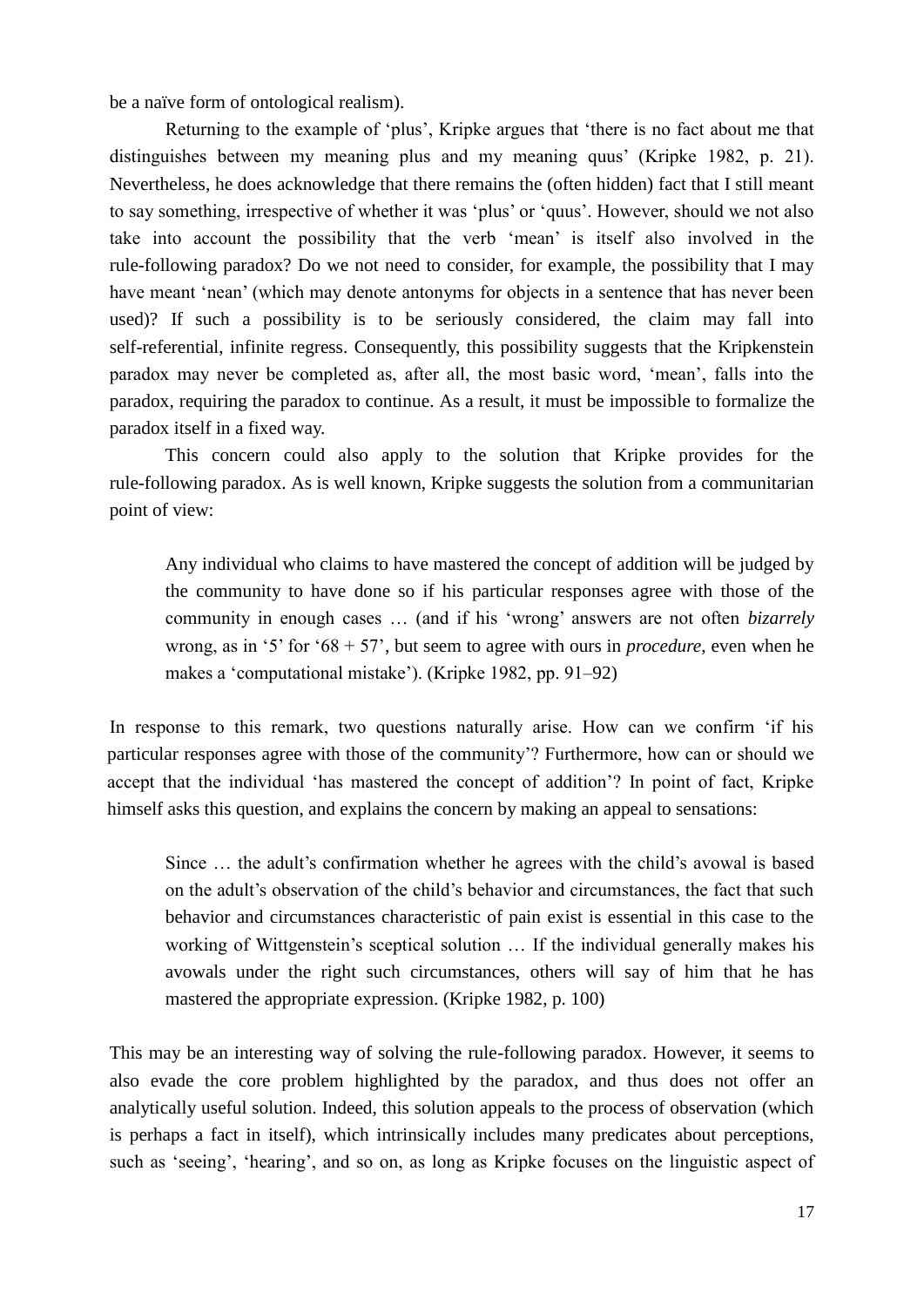be a naïve form of ontological realism).

Returning to the example of 'plus', Kripke argues that 'there is no fact about me that distinguishes between my meaning plus and my meaning quus' (Kripke 1982, p. 21). Nevertheless, he does acknowledge that there remains the (often hidden) fact that I still meant to say something, irrespective of whether it was 'plus' or 'quus'. However, should we not also take into account the possibility that the verb 'mean' is itself also involved in the rule-following paradox? Do we not need to consider, for example, the possibility that I may have meant 'nean' (which may denote antonyms for objects in a sentence that has never been used)? If such a possibility is to be seriously considered, the claim may fall into self-referential, infinite regress. Consequently, this possibility suggests that the Kripkenstein paradox may never be completed as, after all, the most basic word, 'mean', falls into the paradox, requiring the paradox to continue. As a result, it must be impossible to formalize the paradox itself in a fixed way.

This concern could also apply to the solution that Kripke provides for the rule-following paradox. As is well known, Kripke suggests the solution from a communitarian point of view:

> Any individual who claims to have mastered the concept of addition will be judged by the community to have done so if his particular responses agree with those of the community in enough cases … (and if his 'wrong' answers are not often *bizarrely* wrong, as in '5' for '68 + 57', but seem to agree with ours in *procedure*, even when he makes a 'computational mistake'). (Kripke 1982, pp. 91–92)

In response to this remark, two questions naturally arise. How can we confirm 'if his particular responses agree with those of the community'? Furthermore, how can or should we accept that the individual 'has mastered the concept of addition'? In point of fact, Kripke himself asks this question, and explains the concern by making an appeal to sensations:

> Since … the adult's confirmation whether he agrees with the child's avowal is based on the adult's observation of the child's behavior and circumstances, the fact that such behavior and circumstances characteristic of pain exist is essential in this case to the working of Wittgenstein's sceptical solution … If the individual generally makes his avowals under the right such circumstances, others will say of him that he has mastered the appropriate expression. (Kripke 1982, p. 100)

This may be an interesting way of solving the rule-following paradox. However, it seems to also evade the core problem highlighted by the paradox, and thus does not offer an analytically useful solution. Indeed, this solution appeals to the process of observation (which is perhaps a fact in itself), which intrinsically includes many predicates about perceptions, such as 'seeing', 'hearing', and so on, as long as Kripke focuses on the linguistic aspect of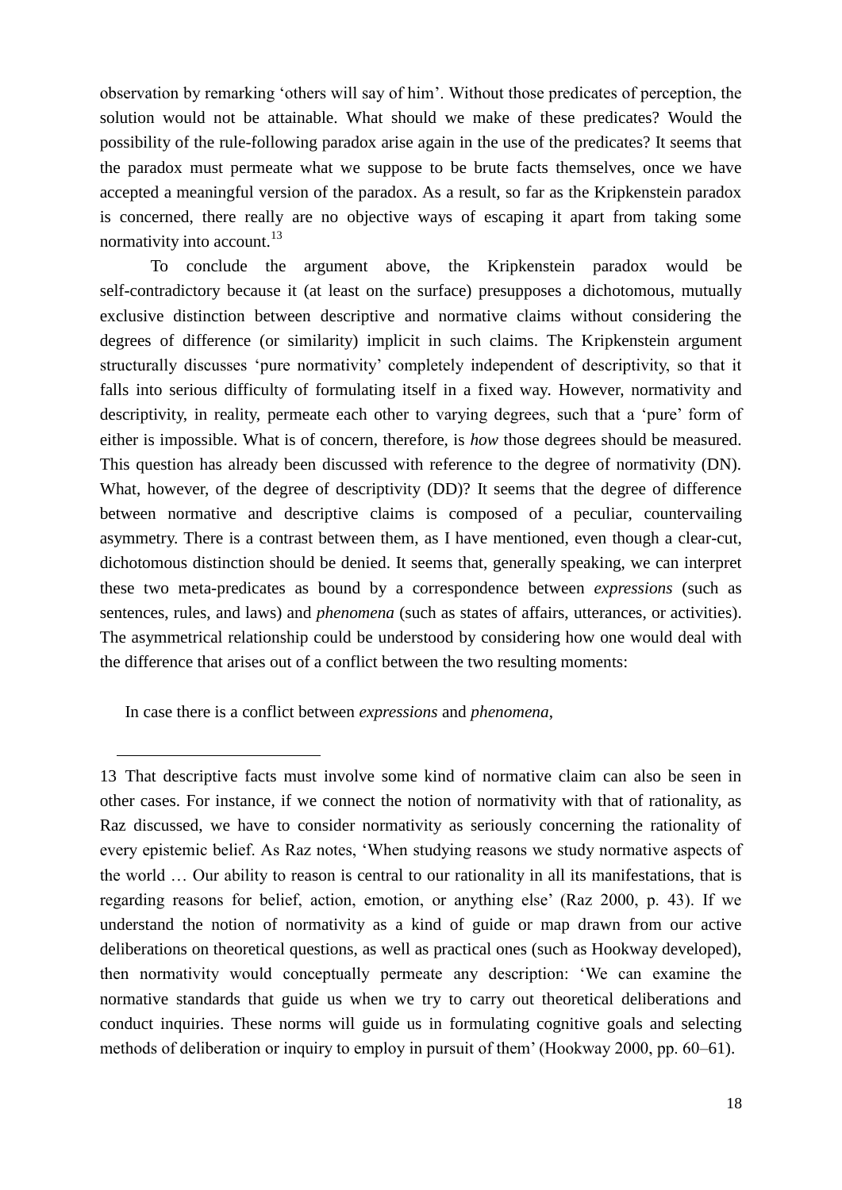observation by remarking 'others will say of him'. Without those predicates of perception, the solution would not be attainable. What should we make of these predicates? Would the possibility of the rule-following paradox arise again in the use of the predicates? It seems that the paradox must permeate what we suppose to be brute facts themselves, once we have accepted a meaningful version of the paradox. As a result, so far as the Kripkenstein paradox is concerned, there really are no objective ways of escaping it apart from taking some normativity into account.[13]

To conclude the argument above, the Kripkenstein paradox would be self-contradictory because it (at least on the surface) presupposes a dichotomous, mutually exclusive distinction between descriptive and normative claims without considering the degrees of difference (or similarity) implicit in such claims. The Kripkenstein argument structurally discusses 'pure normativity' completely independent of descriptivity, so that it falls into serious difficulty of formulating itself in a fixed way. However, normativity and descriptivity, in reality, permeate each other to varying degrees, such that a 'pure' form of either is impossible. What is of concern, therefore, is *how* those degrees should be measured. This question has already been discussed with reference to the degree of normativity (DN). What, however, of the degree of descriptivity (DD)? It seems that the degree of difference between normative and descriptive claims is composed of a peculiar, countervailing asymmetry. There is a contrast between them, as I have mentioned, even though a clear-cut, dichotomous distinction should be denied. It seems that, generally speaking, we can interpret these two meta-predicates as bound by a correspondence between *expressions* (such as sentences, rules, and laws) and *phenomena* (such as states of affairs, utterances, or activities). The asymmetrical relationship could be understood by considering how one would deal with the difference that arises out of a conflict between the two resulting moments:

In case there is a conflict between *expressions* and *phenomena*,

---

13 That descriptive facts must involve some kind of normative claim can also be seen in other cases. For instance, if we connect the notion of normativity with that of rationality, as Raz discussed, we have to consider normativity as seriously concerning the rationality of every epistemic belief. As Raz notes, 'When studying reasons we study normative aspects of the world … Our ability to reason is central to our rationality in all its manifestations, that is regarding reasons for belief, action, emotion, or anything else' (Raz 2000, p. 43). If we understand the notion of normativity as a kind of guide or map drawn from our active deliberations on theoretical questions, as well as practical ones (such as Hookway developed), then normativity would conceptually permeate any description: 'We can examine the normative standards that guide us when we try to carry out theoretical deliberations and conduct inquiries. These norms will guide us in formulating cognitive goals and selecting methods of deliberation or inquiry to employ in pursuit of them' (Hookway 2000, pp. 60–61).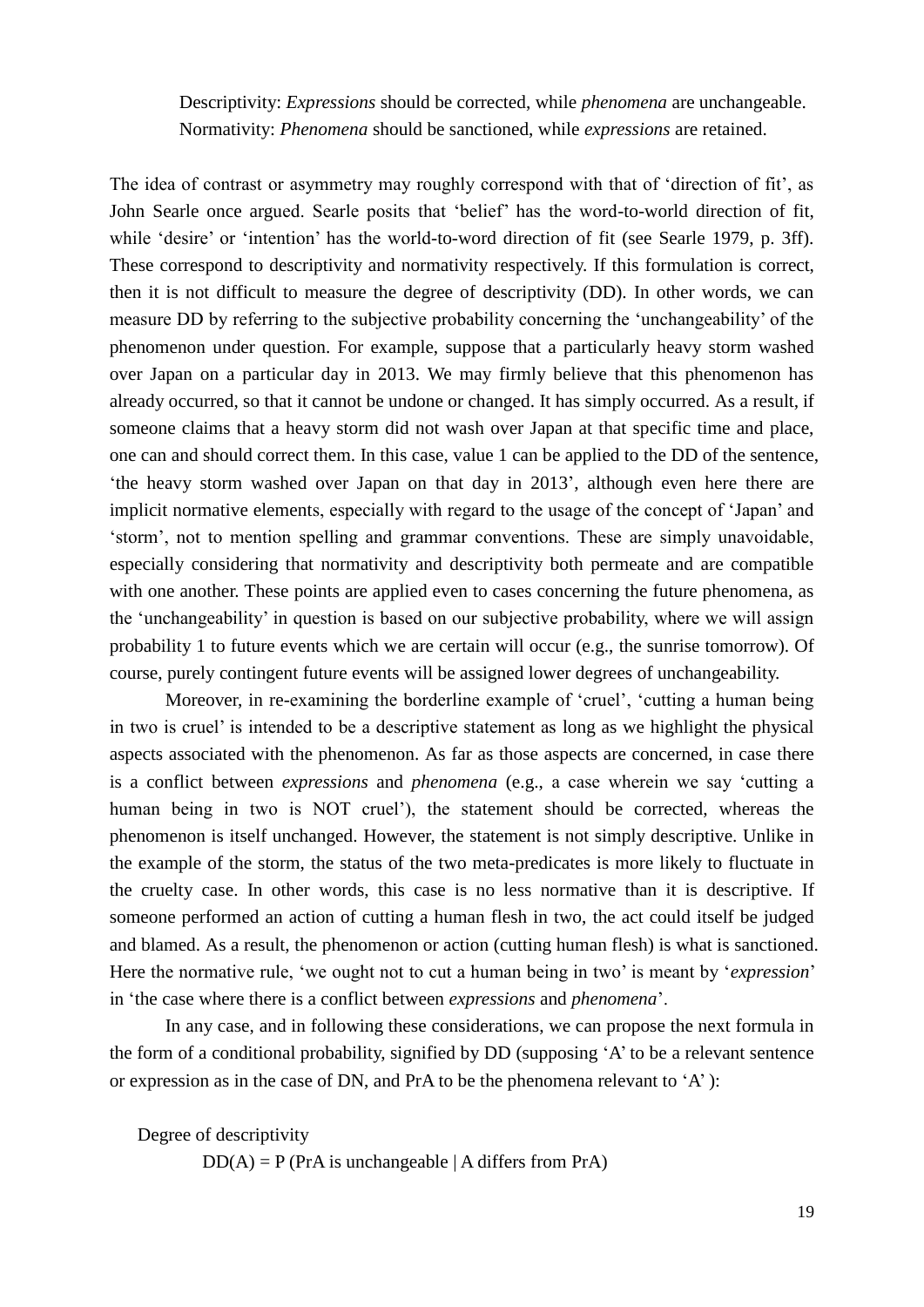Descriptivity: *Expressions* should be corrected, while *phenomena* are unchangeable.
Normativity: *Phenomena* should be sanctioned, while *expressions* are retained.

The idea of contrast or asymmetry may roughly correspond with that of 'direction of fit', as John Searle once argued. Searle posits that 'belief' has the word-to-world direction of fit, while 'desire' or 'intention' has the world-to-word direction of fit (see Searle 1979, p. 3ff). These correspond to descriptivity and normativity respectively. If this formulation is correct, then it is not difficult to measure the degree of descriptivity (DD). In other words, we can measure DD by referring to the subjective probability concerning the 'unchangeability' of the phenomenon under question. For example, suppose that a particularly heavy storm washed over Japan on a particular day in 2013. We may firmly believe that this phenomenon has already occurred, so that it cannot be undone or changed. It has simply occurred. As a result, if someone claims that a heavy storm did not wash over Japan at that specific time and place, one can and should correct them. In this case, value 1 can be applied to the DD of the sentence, 'the heavy storm washed over Japan on that day in 2013', although even here there are implicit normative elements, especially with regard to the usage of the concept of 'Japan' and 'storm', not to mention spelling and grammar conventions. These are simply unavoidable, especially considering that normativity and descriptivity both permeate and are compatible with one another. These points are applied even to cases concerning the future phenomena, as the 'unchangeability' in question is based on our subjective probability, where we will assign probability 1 to future events which we are certain will occur (e.g., the sunrise tomorrow). Of course, purely contingent future events will be assigned lower degrees of unchangeability.

Moreover, in re-examining the borderline example of 'cruel', 'cutting a human being in two is cruel' is intended to be a descriptive statement as long as we highlight the physical aspects associated with the phenomenon. As far as those aspects are concerned, in case there is a conflict between *expressions* and *phenomena* (e.g., a case wherein we say 'cutting a human being in two is NOT cruel'), the statement should be corrected, whereas the phenomenon is itself unchanged. However, the statement is not simply descriptive. Unlike in the example of the storm, the status of the two meta-predicates is more likely to fluctuate in the cruelty case. In other words, this case is no less normative than it is descriptive. If someone performed an action of cutting a human flesh in two, the act could itself be judged and blamed. As a result, the phenomenon or action (cutting human flesh) is what is sanctioned. Here the normative rule, 'we ought not to cut a human being in two' is meant by '*expression*' in 'the case where there is a conflict between *expressions* and *phenomena*'.

In any case, and in following these considerations, we can propose the next formula in the form of a conditional probability, signified by DD (supposing 'A' to be a relevant sentence or expression as in the case of DN, and PrA to be the phenomena relevant to 'A'):

Degree of descriptivity

$$DD(A) = P\,(\text{PrA is unchangeable} \mid \text{A differs from PrA})$$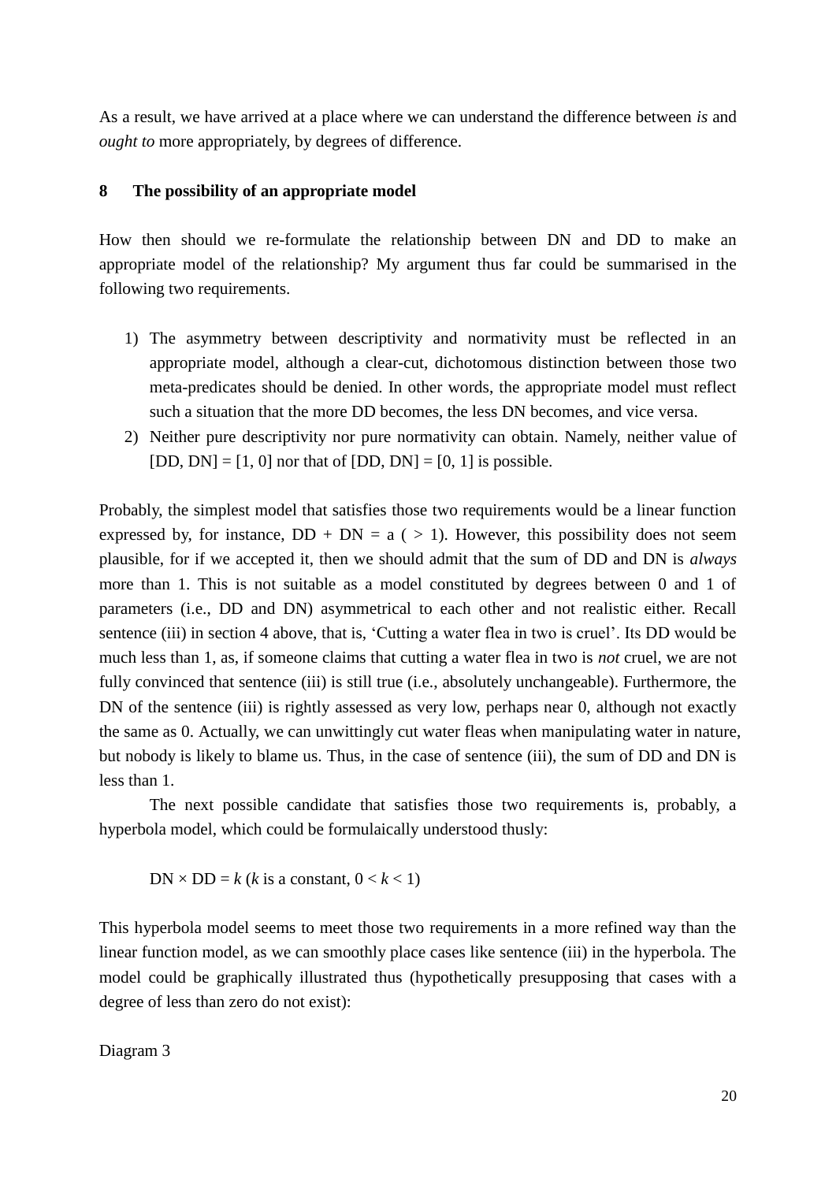As a result, we have arrived at a place where we can understand the difference between *is* and *ought to* more appropriately, by degrees of difference.

## 8 The possibility of an appropriate model

How then should we re-formulate the relationship between DN and DD to make an appropriate model of the relationship? My argument thus far could be summarised in the following two requirements.

1) The asymmetry between descriptivity and normativity must be reflected in an appropriate model, although a clear-cut, dichotomous distinction between those two meta-predicates should be denied. In other words, the appropriate model must reflect such a situation that the more DD becomes, the less DN becomes, and vice versa.
2) Neither pure descriptivity nor pure normativity can obtain. Namely, neither value of [DD, DN] = [1, 0] nor that of [DD, DN] = [0, 1] is possible.

Probably, the simplest model that satisfies those two requirements would be a linear function expressed by, for instance, DD + DN = a ( > 1). However, this possibility does not seem plausible, for if we accepted it, then we should admit that the sum of DD and DN is *always* more than 1. This is not suitable as a model constituted by degrees between 0 and 1 of parameters (i.e., DD and DN) asymmetrical to each other and not realistic either. Recall sentence (iii) in section 4 above, that is, 'Cutting a water flea in two is cruel'. Its DD would be much less than 1, as, if someone claims that cutting a water flea in two is *not* cruel, we are not fully convinced that sentence (iii) is still true (i.e., absolutely unchangeable). Furthermore, the DN of the sentence (iii) is rightly assessed as very low, perhaps near 0, although not exactly the same as 0. Actually, we can unwittingly cut water fleas when manipulating water in nature, but nobody is likely to blame us. Thus, in the case of sentence (iii), the sum of DD and DN is less than 1.

The next possible candidate that satisfies those two requirements is, probably, a hyperbola model, which could be formulaically understood thusly:

$$\text{DN} \times \text{DD} = k \ (k \text{ is a constant, } 0 < k < 1)$$

This hyperbola model seems to meet those two requirements in a more refined way than the linear function model, as we can smoothly place cases like sentence (iii) in the hyperbola. The model could be graphically illustrated thus (hypothetically presupposing that cases with a degree of less than zero do not exist):

Diagram 3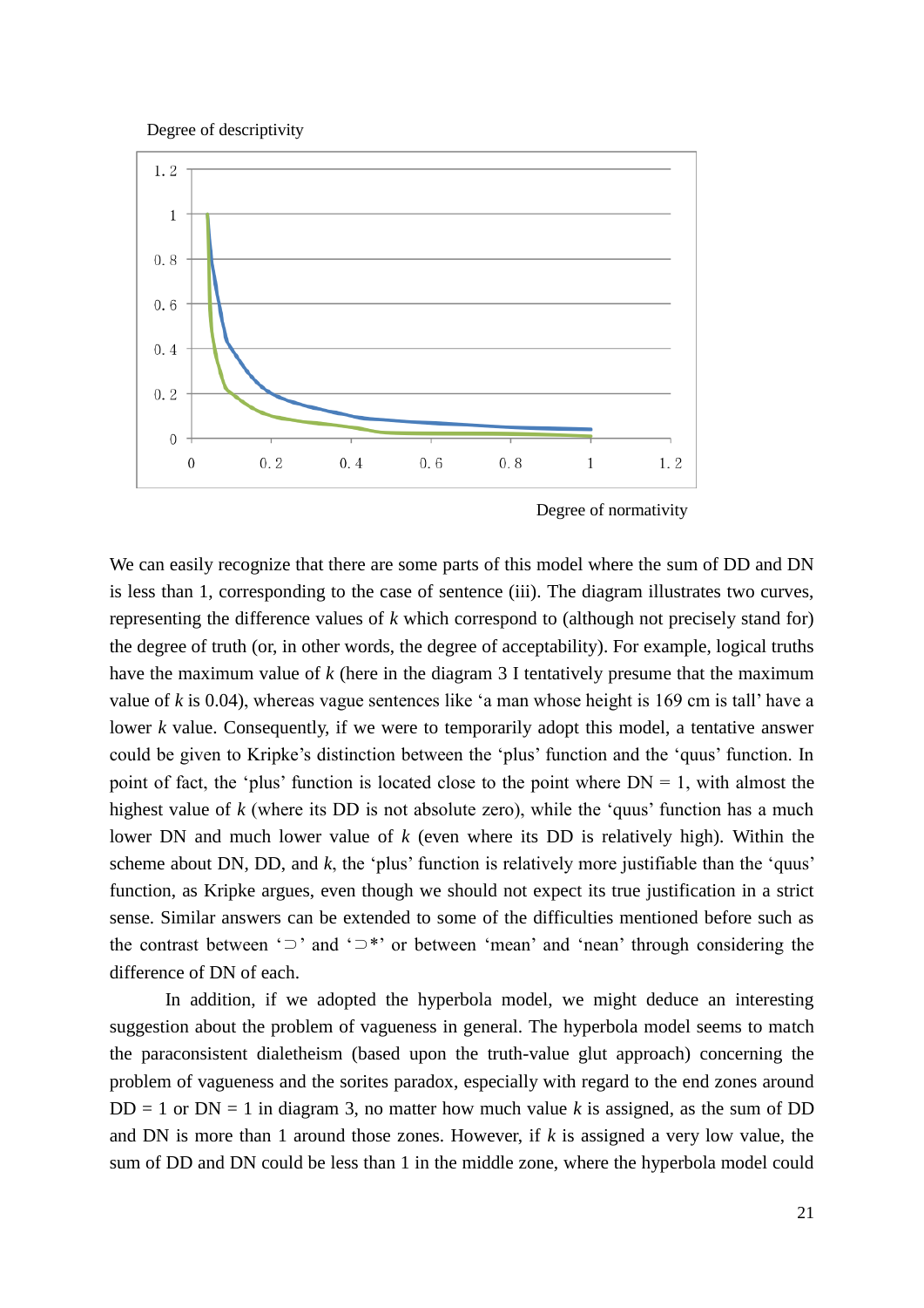Degree of descriptivity

Degree of normativity

We can easily recognize that there are some parts of this model where the sum of DD and DN is less than 1, corresponding to the case of sentence (iii). The diagram illustrates two curves, representing the difference values of $k$ which correspond to (although not precisely stand for) the degree of truth (or, in other words, the degree of acceptability). For example, logical truths have the maximum value of $k$ (here in the diagram 3 I tentatively presume that the maximum value of $k$ is 0.04), whereas vague sentences like 'a man whose height is 169 cm is tall' have a lower $k$ value. Consequently, if we were to temporarily adopt this model, a tentative answer could be given to Kripke's distinction between the 'plus' function and the 'quus' function. In point of fact, the 'plus' function is located close to the point where DN = 1, with almost the highest value of $k$ (where its DD is not absolute zero), while the 'quus' function has a much lower DN and much lower value of $k$ (even where its DD is relatively high). Within the scheme about DN, DD, and $k$, the 'plus' function is relatively more justifiable than the 'quus' function, as Kripke argues, even though we should not expect its true justification in a strict sense. Similar answers can be extended to some of the difficulties mentioned before such as the contrast between '⊃' and '⊃*' or between 'mean' and 'nean' through considering the difference of DN of each.

In addition, if we adopted the hyperbola model, we might deduce an interesting suggestion about the problem of vagueness in general. The hyperbola model seems to match the paraconsistent dialetheism (based upon the truth-value glut approach) concerning the problem of vagueness and the sorites paradox, especially with regard to the end zones around DD = 1 or DN = 1 in diagram 3, no matter how much value $k$ is assigned, as the sum of DD and DN is more than 1 around those zones. However, if $k$ is assigned a very low value, the sum of DD and DN could be less than 1 in the middle zone, where the hyperbola model could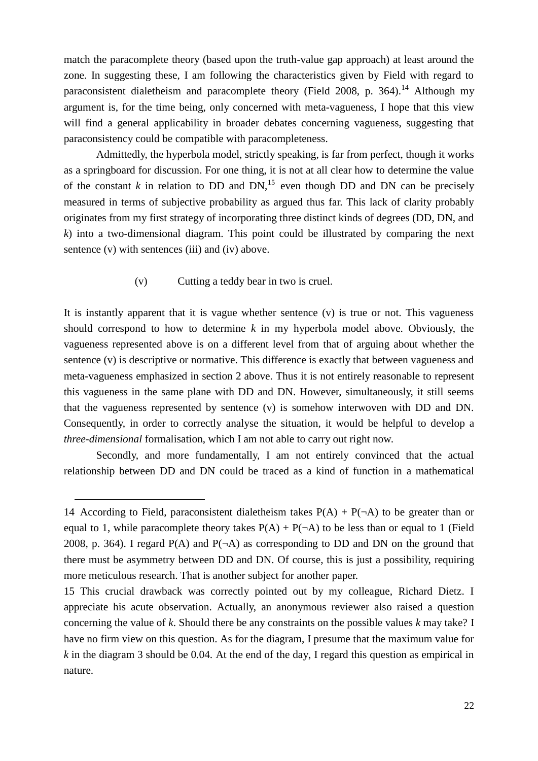match the paracomplete theory (based upon the truth-value gap approach) at least around the zone. In suggesting these, I am following the characteristics given by Field with regard to paraconsistent dialetheism and paracomplete theory (Field 2008, p. 364).[14] Although my argument is, for the time being, only concerned with meta-vagueness, I hope that this view will find a general applicability in broader debates concerning vagueness, suggesting that paraconsistency could be compatible with paracompleteness.

Admittedly, the hyperbola model, strictly speaking, is far from perfect, though it works as a springboard for discussion. For one thing, it is not at all clear how to determine the value of the constant $k$ in relation to DD and DN,[15] even though DD and DN can be precisely measured in terms of subjective probability as argued thus far. This lack of clarity probably originates from my first strategy of incorporating three distinct kinds of degrees (DD, DN, and $k$) into a two-dimensional diagram. This point could be illustrated by comparing the next sentence (v) with sentences (iii) and (iv) above.

(v) Cutting a teddy bear in two is cruel.

It is instantly apparent that it is vague whether sentence (v) is true or not. This vagueness should correspond to how to determine $k$ in my hyperbola model above. Obviously, the vagueness represented above is on a different level from that of arguing about whether the sentence (v) is descriptive or normative. This difference is exactly that between vagueness and meta-vagueness emphasized in section 2 above. Thus it is not entirely reasonable to represent this vagueness in the same plane with DD and DN. However, simultaneously, it still seems that the vagueness represented by sentence (v) is somehow interwoven with DD and DN. Consequently, in order to correctly analyse the situation, it would be helpful to develop a *three-dimensional* formalisation, which I am not able to carry out right now.

Secondly, and more fundamentally, I am not entirely convinced that the actual relationship between DD and DN could be traced as a kind of function in a mathematical

---

14 According to Field, paraconsistent dialetheism takes $P(A) + P(\neg A)$ to be greater than or equal to 1, while paracomplete theory takes $P(A) + P(\neg A)$ to be less than or equal to 1 (Field 2008, p. 364). I regard $P(A)$ and $P(\neg A)$ as corresponding to DD and DN on the ground that there must be asymmetry between DD and DN. Of course, this is just a possibility, requiring more meticulous research. That is another subject for another paper.

15 This crucial drawback was correctly pointed out by my colleague, Richard Dietz. I appreciate his acute observation. Actually, an anonymous reviewer also raised a question concerning the value of $k$. Should there be any constraints on the possible values $k$ may take? I have no firm view on this question. As for the diagram, I presume that the maximum value for $k$ in the diagram 3 should be 0.04. At the end of the day, I regard this question as empirical in nature.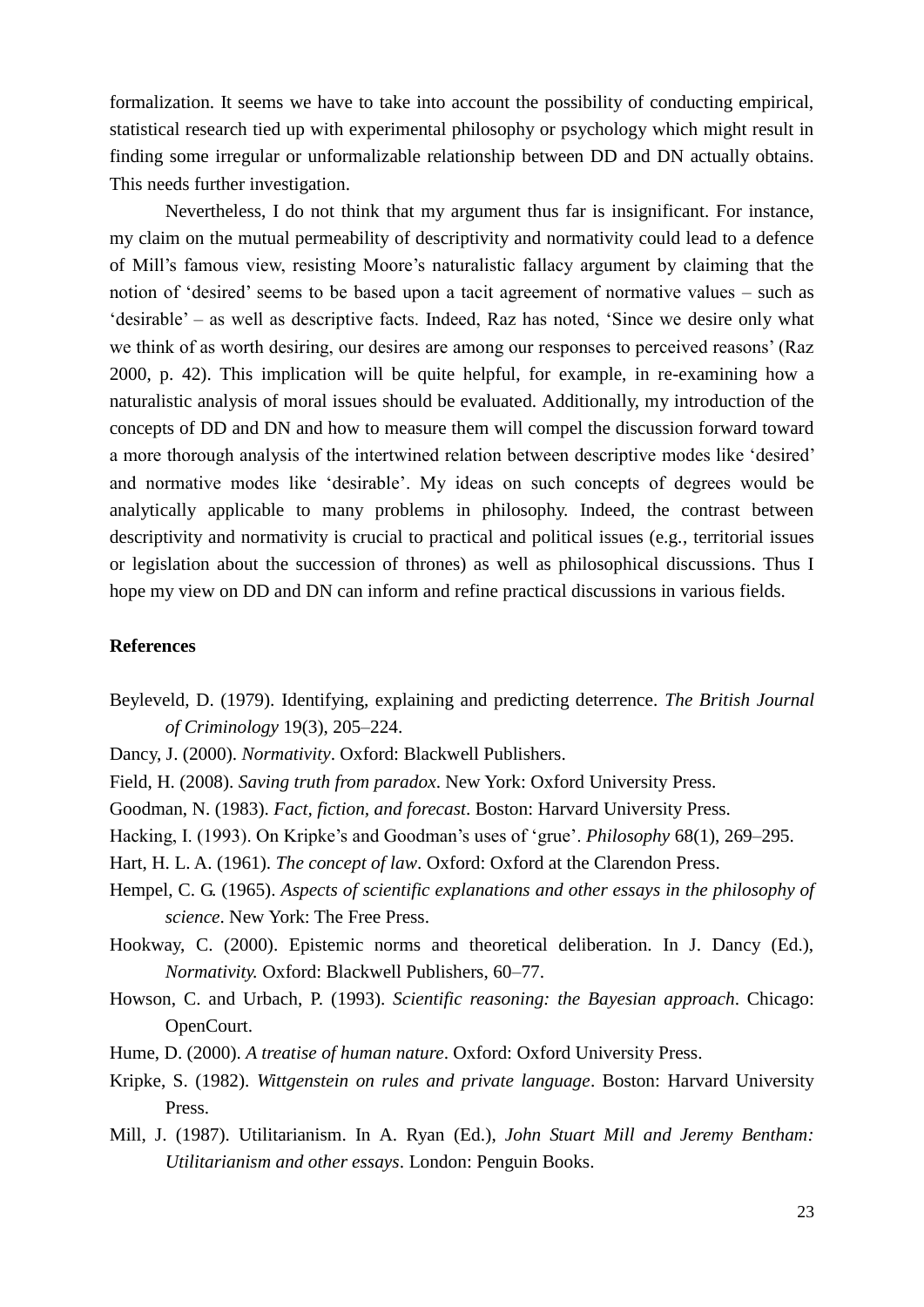formalization. It seems we have to take into account the possibility of conducting empirical, statistical research tied up with experimental philosophy or psychology which might result in finding some irregular or unformalizable relationship between DD and DN actually obtains. This needs further investigation.

Nevertheless, I do not think that my argument thus far is insignificant. For instance, my claim on the mutual permeability of descriptivity and normativity could lead to a defence of Mill's famous view, resisting Moore's naturalistic fallacy argument by claiming that the notion of 'desired' seems to be based upon a tacit agreement of normative values – such as 'desirable' – as well as descriptive facts. Indeed, Raz has noted, 'Since we desire only what we think of as worth desiring, our desires are among our responses to perceived reasons' (Raz 2000, p. 42). This implication will be quite helpful, for example, in re-examining how a naturalistic analysis of moral issues should be evaluated. Additionally, my introduction of the concepts of DD and DN and how to measure them will compel the discussion forward toward a more thorough analysis of the intertwined relation between descriptive modes like 'desired' and normative modes like 'desirable'. My ideas on such concepts of degrees would be analytically applicable to many problems in philosophy. Indeed, the contrast between descriptivity and normativity is crucial to practical and political issues (e.g., territorial issues or legislation about the succession of thrones) as well as philosophical discussions. Thus I hope my view on DD and DN can inform and refine practical discussions in various fields.

## References

Beyleveld, D. (1979). Identifying, explaining and predicting deterrence. *The British Journal of Criminology* 19(3), 205–224.

Dancy, J. (2000). *Normativity*. Oxford: Blackwell Publishers.

Field, H. (2008). *Saving truth from paradox*. New York: Oxford University Press.

Goodman, N. (1983). *Fact, fiction, and forecast*. Boston: Harvard University Press.

Hacking, I. (1993). On Kripke's and Goodman's uses of 'grue'. *Philosophy* 68(1), 269–295.

Hart, H. L. A. (1961). *The concept of law*. Oxford: Oxford at the Clarendon Press.

Hempel, C. G. (1965). *Aspects of scientific explanations and other essays in the philosophy of science*. New York: The Free Press.

Hookway, C. (2000). Epistemic norms and theoretical deliberation. In J. Dancy (Ed.), *Normativity.* Oxford: Blackwell Publishers, 60–77.

Howson, C. and Urbach, P. (1993). *Scientific reasoning: the Bayesian approach*. Chicago: OpenCourt.

Hume, D. (2000). *A treatise of human nature*. Oxford: Oxford University Press.

Kripke, S. (1982). *Wittgenstein on rules and private language*. Boston: Harvard University Press.

Mill, J. (1987). Utilitarianism. In A. Ryan (Ed.), *John Stuart Mill and Jeremy Bentham: Utilitarianism and other essays*. London: Penguin Books.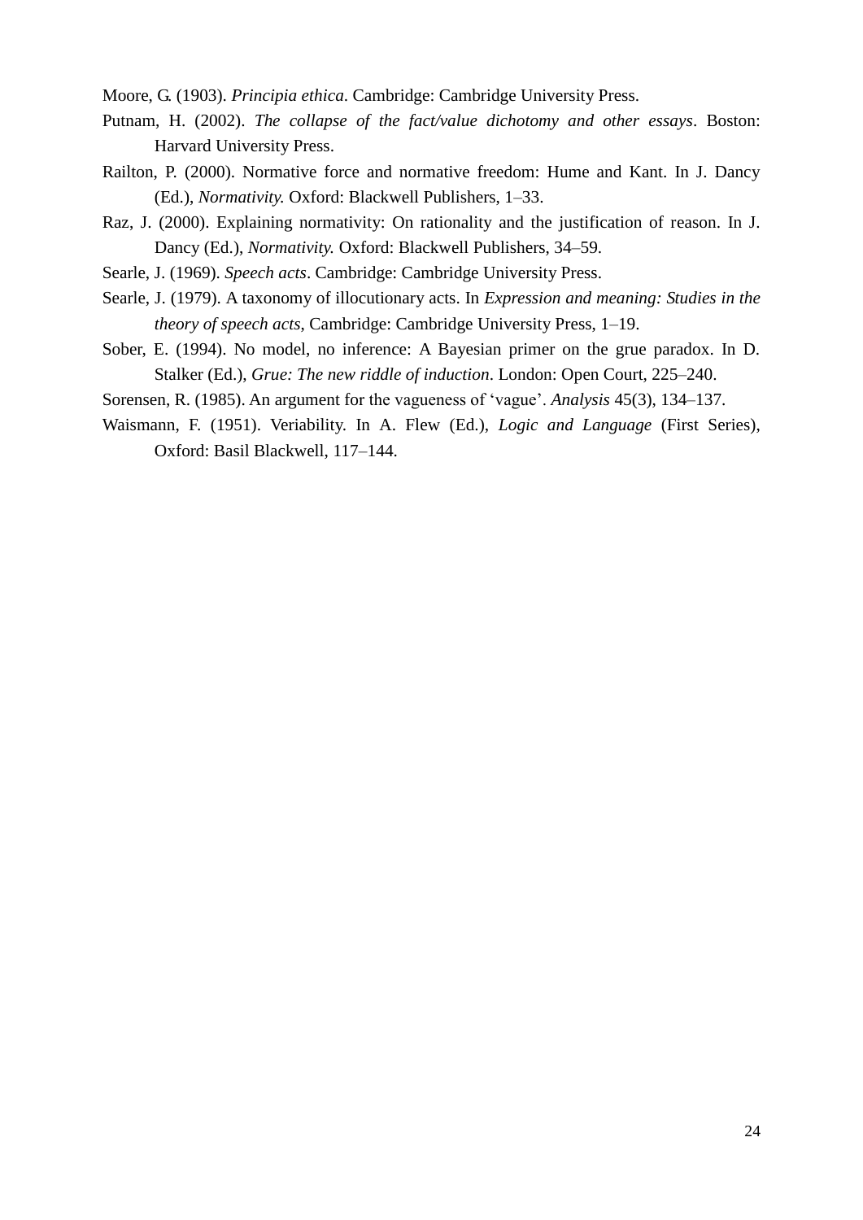Moore, G. (1903). *Principia ethica*. Cambridge: Cambridge University Press.

Putnam, H. (2002). *The collapse of the fact/value dichotomy and other essays*. Boston: Harvard University Press.

Railton, P. (2000). Normative force and normative freedom: Hume and Kant. In J. Dancy (Ed.), *Normativity.* Oxford: Blackwell Publishers, 1–33.

Raz, J. (2000). Explaining normativity: On rationality and the justification of reason. In J. Dancy (Ed.), *Normativity.* Oxford: Blackwell Publishers, 34–59.

Searle, J. (1969). *Speech acts*. Cambridge: Cambridge University Press.

Searle, J. (1979). A taxonomy of illocutionary acts. In *Expression and meaning: Studies in the theory of speech acts*, Cambridge: Cambridge University Press, 1–19.

Sober, E. (1994). No model, no inference: A Bayesian primer on the grue paradox. In D. Stalker (Ed.), *Grue: The new riddle of induction*. London: Open Court, 225–240.

Sorensen, R. (1985). An argument for the vagueness of 'vague'. *Analysis* 45(3), 134–137.

Waismann, F. (1951). Veriability. In A. Flew (Ed.), *Logic and Language* (First Series), Oxford: Basil Blackwell, 117–144.